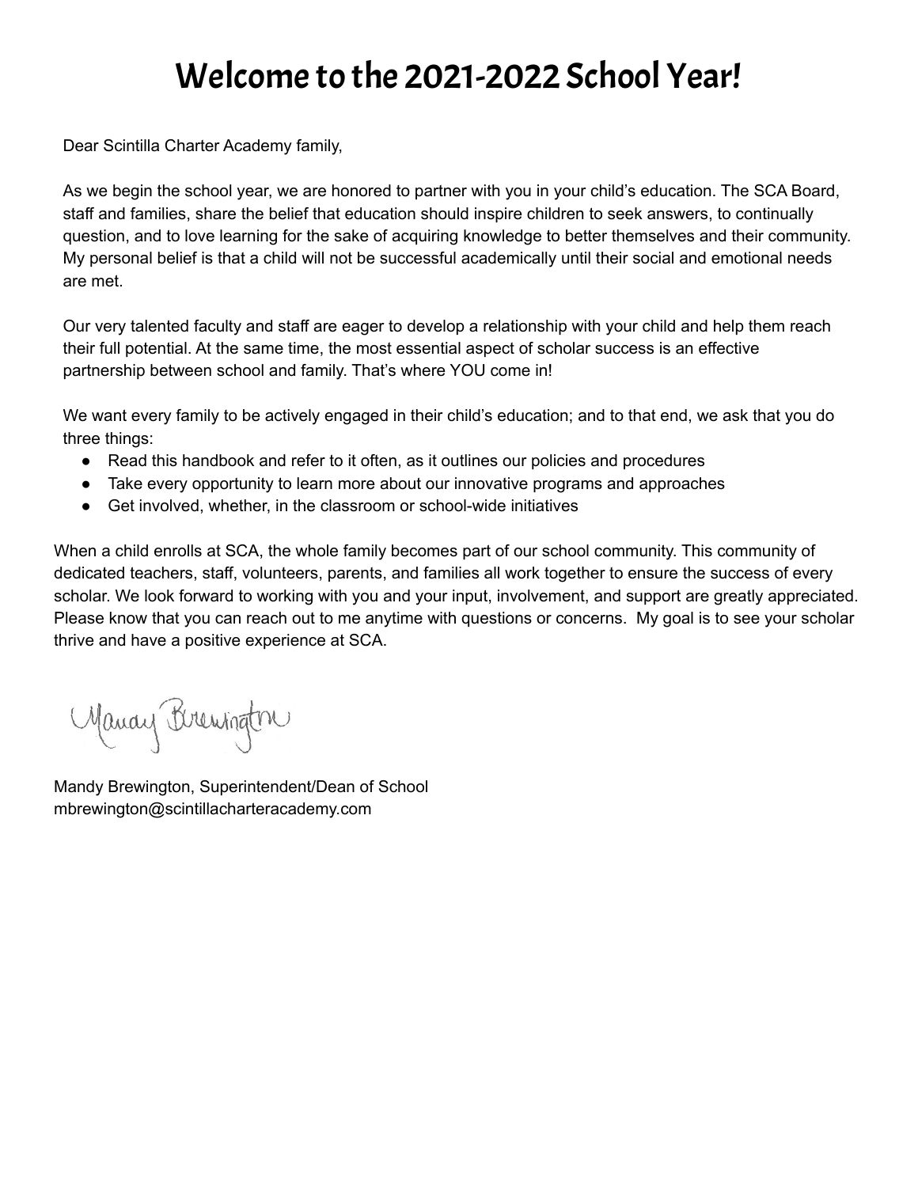# Welcome to the 2021-2022 School Year!

Dear Scintilla Charter Academy family,

As we begin the school year, we are honored to partner with you in your child's education. The SCA Board, staff and families, share the belief that education should inspire children to seek answers, to continually question, and to love learning for the sake of acquiring knowledge to better themselves and their community. My personal belief is that a child will not be successful academically until their social and emotional needs are met.

Our very talented faculty and staff are eager to develop a relationship with your child and help them reach their full potential. At the same time, the most essential aspect of scholar success is an effective partnership between school and family. That's where YOU come in!

We want every family to be actively engaged in their child's education; and to that end, we ask that you do three things:

- Read this handbook and refer to it often, as it outlines our policies and procedures
- Take every opportunity to learn more about our innovative programs and approaches
- Get involved, whether, in the classroom or school-wide initiatives

When a child enrolls at SCA, the whole family becomes part of our school community. This community of dedicated teachers, staff, volunteers, parents, and families all work together to ensure the success of every scholar. We look forward to working with you and your input, involvement, and support are greatly appreciated. Please know that you can reach out to me anytime with questions or concerns. My goal is to see your scholar thrive and have a positive experience at SCA.

Mandy Brewington

Mandy Brewington, Superintendent/Dean of School
mbrewington@scintillacharteracademy.com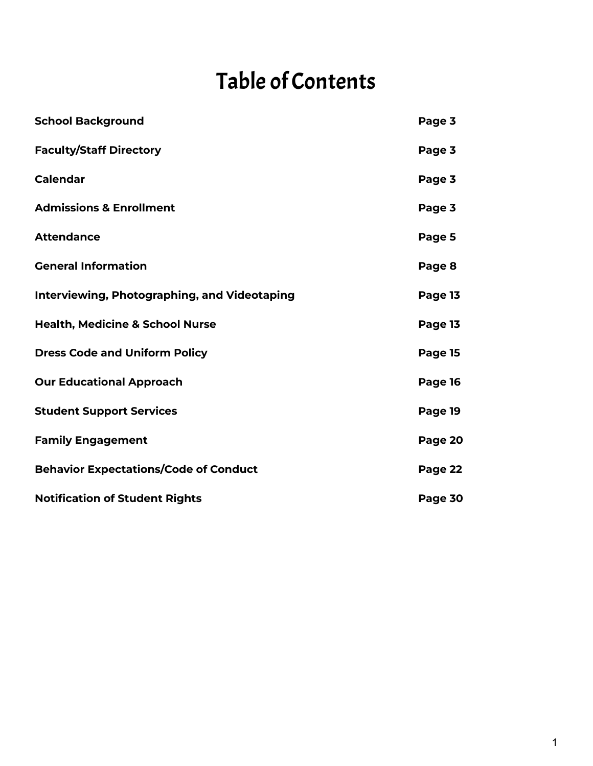# Table of Contents

| | |
|---|---|
| **School Background** | **Page 3** |
| **Faculty/Staff Directory** | **Page 3** |
| **Calendar** | **Page 3** |
| **Admissions & Enrollment** | **Page 3** |
| **Attendance** | **Page 5** |
| **General Information** | **Page 8** |
| **Interviewing, Photographing, and Videotaping** | **Page 13** |
| **Health, Medicine & School Nurse** | **Page 13** |
| **Dress Code and Uniform Policy** | **Page 15** |
| **Our Educational Approach** | **Page 16** |
| **Student Support Services** | **Page 19** |
| **Family Engagement** | **Page 20** |
| **Behavior Expectations/Code of Conduct** | **Page 22** |
| **Notification of Student Rights** | **Page 30** |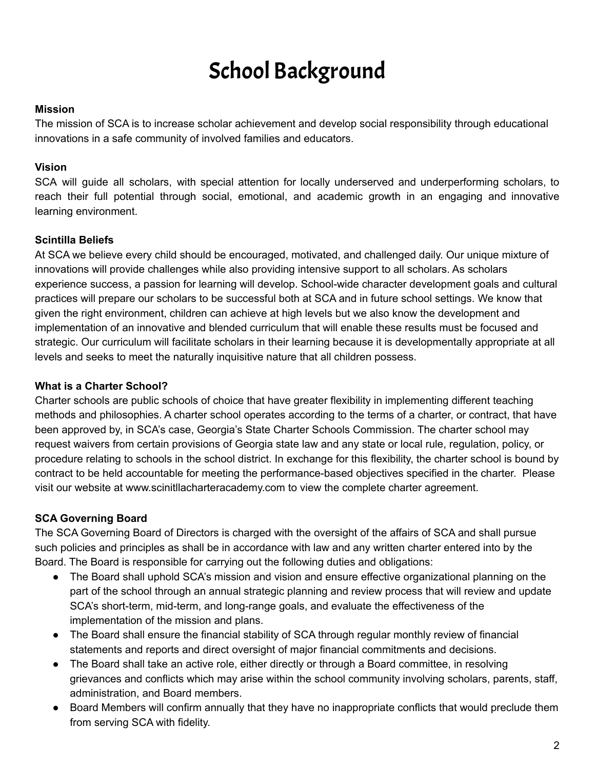# School Background

**Mission**
The mission of SCA is to increase scholar achievement and develop social responsibility through educational innovations in a safe community of involved families and educators.

**Vision**
SCA will guide all scholars, with special attention for locally underserved and underperforming scholars, to reach their full potential through social, emotional, and academic growth in an engaging and innovative learning environment.

**Scintilla Beliefs**
At SCA we believe every child should be encouraged, motivated, and challenged daily. Our unique mixture of innovations will provide challenges while also providing intensive support to all scholars. As scholars experience success, a passion for learning will develop. School-wide character development goals and cultural practices will prepare our scholars to be successful both at SCA and in future school settings. We know that given the right environment, children can achieve at high levels but we also know the development and implementation of an innovative and blended curriculum that will enable these results must be focused and strategic. Our curriculum will facilitate scholars in their learning because it is developmentally appropriate at all levels and seeks to meet the naturally inquisitive nature that all children possess.

**What is a Charter School?**
Charter schools are public schools of choice that have greater flexibility in implementing different teaching methods and philosophies. A charter school operates according to the terms of a charter, or contract, that have been approved by, in SCA's case, Georgia's State Charter Schools Commission. The charter school may request waivers from certain provisions of Georgia state law and any state or local rule, regulation, policy, or procedure relating to schools in the school district. In exchange for this flexibility, the charter school is bound by contract to be held accountable for meeting the performance-based objectives specified in the charter. Please visit our website at www.scinitllacharteracademy.com to view the complete charter agreement.

**SCA Governing Board**
The SCA Governing Board of Directors is charged with the oversight of the affairs of SCA and shall pursue such policies and principles as shall be in accordance with law and any written charter entered into by the Board. The Board is responsible for carrying out the following duties and obligations:

- The Board shall uphold SCA's mission and vision and ensure effective organizational planning on the part of the school through an annual strategic planning and review process that will review and update SCA's short-term, mid-term, and long-range goals, and evaluate the effectiveness of the implementation of the mission and plans.
- The Board shall ensure the financial stability of SCA through regular monthly review of financial statements and reports and direct oversight of major financial commitments and decisions.
- The Board shall take an active role, either directly or through a Board committee, in resolving grievances and conflicts which may arise within the school community involving scholars, parents, staff, administration, and Board members.
- Board Members will confirm annually that they have no inappropriate conflicts that would preclude them from serving SCA with fidelity.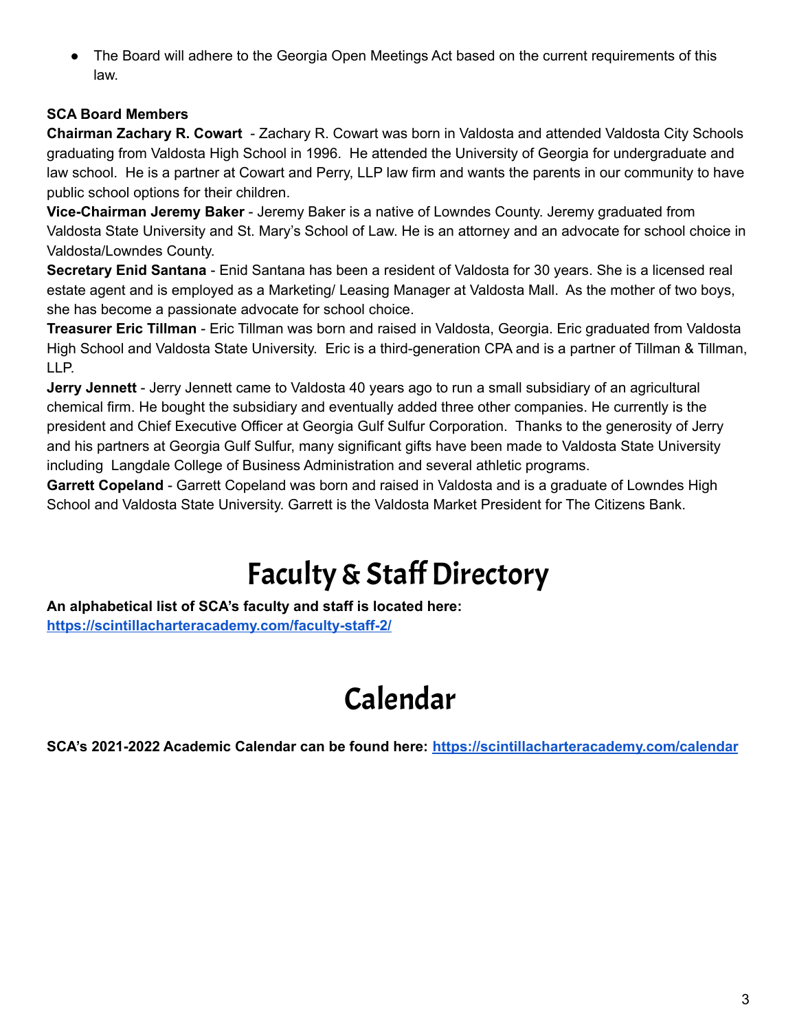- The Board will adhere to the Georgia Open Meetings Act based on the current requirements of this law.

**SCA Board Members**

**Chairman Zachary R. Cowart** - Zachary R. Cowart was born in Valdosta and attended Valdosta City Schools graduating from Valdosta High School in 1996. He attended the University of Georgia for undergraduate and law school. He is a partner at Cowart and Perry, LLP law firm and wants the parents in our community to have public school options for their children.

**Vice-Chairman Jeremy Baker** - Jeremy Baker is a native of Lowndes County. Jeremy graduated from Valdosta State University and St. Mary's School of Law. He is an attorney and an advocate for school choice in Valdosta/Lowndes County.

**Secretary Enid Santana** - Enid Santana has been a resident of Valdosta for 30 years. She is a licensed real estate agent and is employed as a Marketing/ Leasing Manager at Valdosta Mall. As the mother of two boys, she has become a passionate advocate for school choice.

**Treasurer Eric Tillman** - Eric Tillman was born and raised in Valdosta, Georgia. Eric graduated from Valdosta High School and Valdosta State University. Eric is a third-generation CPA and is a partner of Tillman & Tillman, LLP.

**Jerry Jennett** - Jerry Jennett came to Valdosta 40 years ago to run a small subsidiary of an agricultural chemical firm. He bought the subsidiary and eventually added three other companies. He currently is the president and Chief Executive Officer at Georgia Gulf Sulfur Corporation. Thanks to the generosity of Jerry and his partners at Georgia Gulf Sulfur, many significant gifts have been made to Valdosta State University including Langdale College of Business Administration and several athletic programs.

**Garrett Copeland** - Garrett Copeland was born and raised in Valdosta and is a graduate of Lowndes High School and Valdosta State University. Garrett is the Valdosta Market President for The Citizens Bank.

# Faculty & Staff Directory

**An alphabetical list of SCA's faculty and staff is located here:**
**https://scintillacharteracademy.com/faculty-staff-2/**

# Calendar

**SCA's 2021-2022 Academic Calendar can be found here: https://scintillacharteracademy.com/calendar**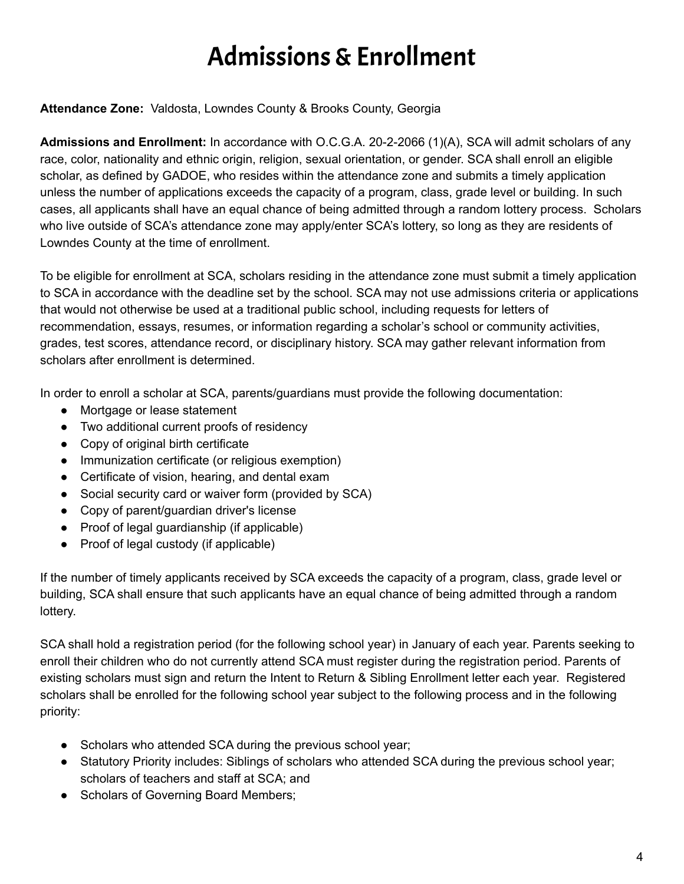# Admissions & Enrollment

**Attendance Zone:** Valdosta, Lowndes County & Brooks County, Georgia

**Admissions and Enrollment:** In accordance with O.C.G.A. 20-2-2066 (1)(A), SCA will admit scholars of any race, color, nationality and ethnic origin, religion, sexual orientation, or gender. SCA shall enroll an eligible scholar, as defined by GADOE, who resides within the attendance zone and submits a timely application unless the number of applications exceeds the capacity of a program, class, grade level or building. In such cases, all applicants shall have an equal chance of being admitted through a random lottery process. Scholars who live outside of SCA's attendance zone may apply/enter SCA's lottery, so long as they are residents of Lowndes County at the time of enrollment.

To be eligible for enrollment at SCA, scholars residing in the attendance zone must submit a timely application to SCA in accordance with the deadline set by the school. SCA may not use admissions criteria or applications that would not otherwise be used at a traditional public school, including requests for letters of recommendation, essays, resumes, or information regarding a scholar's school or community activities, grades, test scores, attendance record, or disciplinary history. SCA may gather relevant information from scholars after enrollment is determined.

In order to enroll a scholar at SCA, parents/guardians must provide the following documentation:

- Mortgage or lease statement
- Two additional current proofs of residency
- Copy of original birth certificate
- Immunization certificate (or religious exemption)
- Certificate of vision, hearing, and dental exam
- Social security card or waiver form (provided by SCA)
- Copy of parent/guardian driver's license
- Proof of legal guardianship (if applicable)
- Proof of legal custody (if applicable)

If the number of timely applicants received by SCA exceeds the capacity of a program, class, grade level or building, SCA shall ensure that such applicants have an equal chance of being admitted through a random lottery.

SCA shall hold a registration period (for the following school year) in January of each year. Parents seeking to enroll their children who do not currently attend SCA must register during the registration period. Parents of existing scholars must sign and return the Intent to Return & Sibling Enrollment letter each year. Registered scholars shall be enrolled for the following school year subject to the following process and in the following priority:

- Scholars who attended SCA during the previous school year;
- Statutory Priority includes: Siblings of scholars who attended SCA during the previous school year; scholars of teachers and staff at SCA; and
- Scholars of Governing Board Members;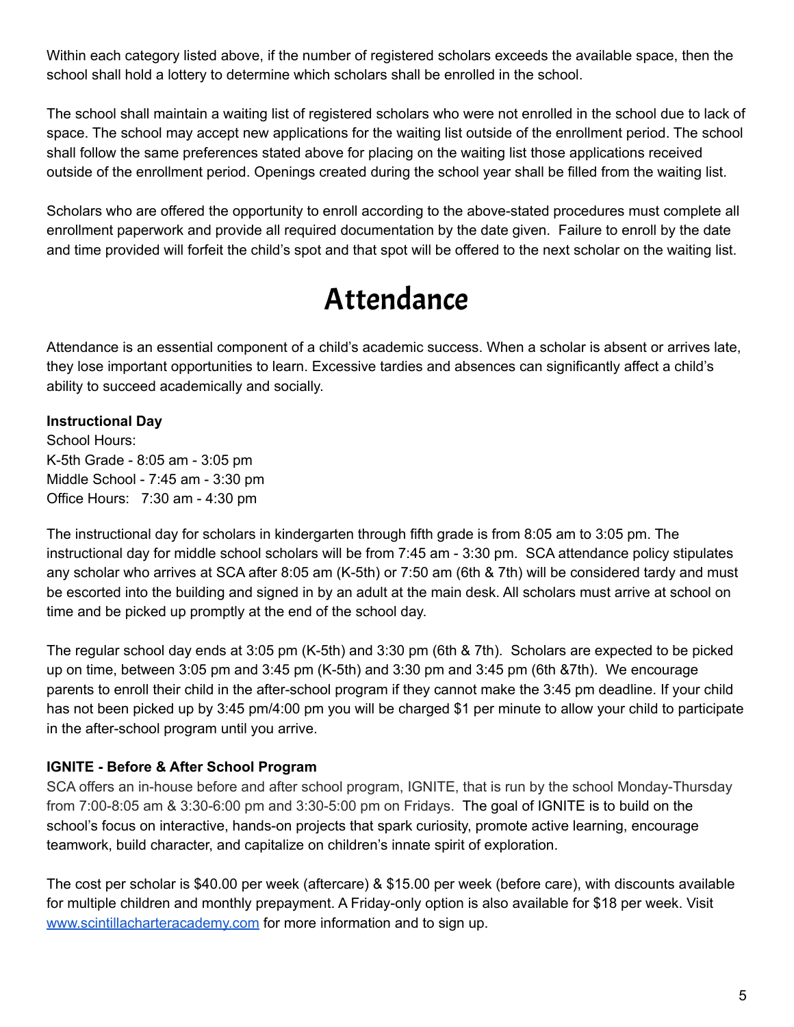Within each category listed above, if the number of registered scholars exceeds the available space, then the school shall hold a lottery to determine which scholars shall be enrolled in the school.

The school shall maintain a waiting list of registered scholars who were not enrolled in the school due to lack of space. The school may accept new applications for the waiting list outside of the enrollment period. The school shall follow the same preferences stated above for placing on the waiting list those applications received outside of the enrollment period. Openings created during the school year shall be filled from the waiting list.

Scholars who are offered the opportunity to enroll according to the above-stated procedures must complete all enrollment paperwork and provide all required documentation by the date given. Failure to enroll by the date and time provided will forfeit the child's spot and that spot will be offered to the next scholar on the waiting list.

# Attendance

Attendance is an essential component of a child's academic success. When a scholar is absent or arrives late, they lose important opportunities to learn. Excessive tardies and absences can significantly affect a child's ability to succeed academically and socially.

**Instructional Day**
School Hours:
K-5th Grade - 8:05 am - 3:05 pm
Middle School - 7:45 am - 3:30 pm
Office Hours: 7:30 am - 4:30 pm

The instructional day for scholars in kindergarten through fifth grade is from 8:05 am to 3:05 pm. The instructional day for middle school scholars will be from 7:45 am - 3:30 pm. SCA attendance policy stipulates any scholar who arrives at SCA after 8:05 am (K-5th) or 7:50 am (6th & 7th) will be considered tardy and must be escorted into the building and signed in by an adult at the main desk. All scholars must arrive at school on time and be picked up promptly at the end of the school day.

The regular school day ends at 3:05 pm (K-5th) and 3:30 pm (6th & 7th). Scholars are expected to be picked up on time, between 3:05 pm and 3:45 pm (K-5th) and 3:30 pm and 3:45 pm (6th &7th). We encourage parents to enroll their child in the after-school program if they cannot make the 3:45 pm deadline. If your child has not been picked up by 3:45 pm/4:00 pm you will be charged $1 per minute to allow your child to participate in the after-school program until you arrive.

**IGNITE - Before & After School Program**
SCA offers an in-house before and after school program, IGNITE, that is run by the school Monday-Thursday from 7:00-8:05 am & 3:30-6:00 pm and 3:30-5:00 pm on Fridays. The goal of IGNITE is to build on the school's focus on interactive, hands-on projects that spark curiosity, promote active learning, encourage teamwork, build character, and capitalize on children's innate spirit of exploration.

The cost per scholar is $40.00 per week (aftercare) & $15.00 per week (before care), with discounts available for multiple children and monthly prepayment. A Friday-only option is also available for $18 per week. Visit [www.scintillacharteracademy.com](http://www.scintillacharteracademy.com) for more information and to sign up.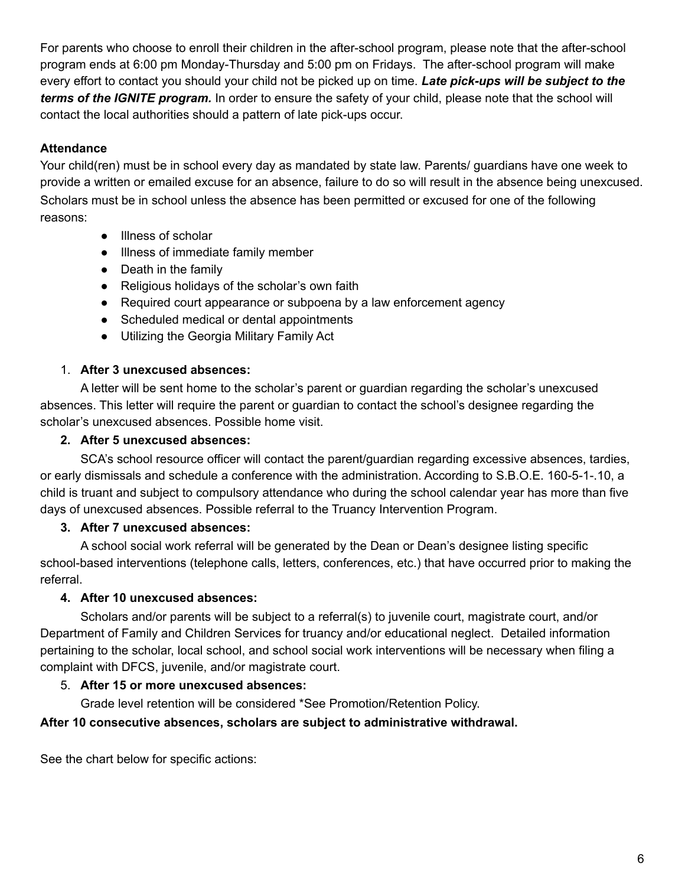For parents who choose to enroll their children in the after-school program, please note that the after-school program ends at 6:00 pm Monday-Thursday and 5:00 pm on Fridays. The after-school program will make every effort to contact you should your child not be picked up on time. ***Late pick-ups will be subject to the terms of the IGNITE program.*** In order to ensure the safety of your child, please note that the school will contact the local authorities should a pattern of late pick-ups occur.

**Attendance**

Your child(ren) must be in school every day as mandated by state law. Parents/ guardians have one week to provide a written or emailed excuse for an absence, failure to do so will result in the absence being unexcused. Scholars must be in school unless the absence has been permitted or excused for one of the following reasons:

- Illness of scholar
- Illness of immediate family member
- Death in the family
- Religious holidays of the scholar's own faith
- Required court appearance or subpoena by a law enforcement agency
- Scheduled medical or dental appointments
- Utilizing the Georgia Military Family Act

1. **After 3 unexcused absences:**

   A letter will be sent home to the scholar's parent or guardian regarding the scholar's unexcused absences. This letter will require the parent or guardian to contact the school's designee regarding the scholar's unexcused absences. Possible home visit.

2. **After 5 unexcused absences:**

   SCA's school resource officer will contact the parent/guardian regarding excessive absences, tardies, or early dismissals and schedule a conference with the administration. According to S.B.O.E. 160-5-1-.10, a child is truant and subject to compulsory attendance who during the school calendar year has more than five days of unexcused absences. Possible referral to the Truancy Intervention Program.

3. **After 7 unexcused absences:**

   A school social work referral will be generated by the Dean or Dean's designee listing specific school-based interventions (telephone calls, letters, conferences, etc.) that have occurred prior to making the referral.

4. **After 10 unexcused absences:**

   Scholars and/or parents will be subject to a referral(s) to juvenile court, magistrate court, and/or Department of Family and Children Services for truancy and/or educational neglect. Detailed information pertaining to the scholar, local school, and school social work interventions will be necessary when filing a complaint with DFCS, juvenile, and/or magistrate court.

5. **After 15 or more unexcused absences:**

   Grade level retention will be considered *See Promotion/Retention Policy.

**After 10 consecutive absences, scholars are subject to administrative withdrawal.**

See the chart below for specific actions: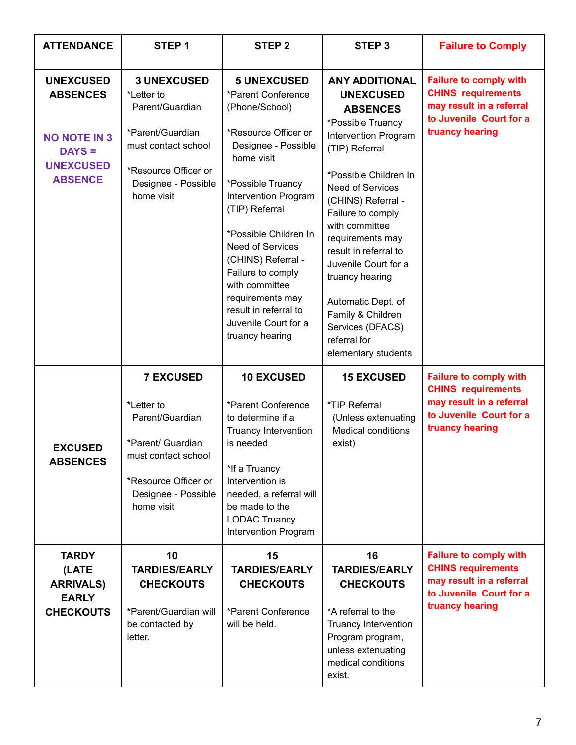| ATTENDANCE | STEP 1 | STEP 2 | STEP 3 | Failure to Comply |
|---|---|---|---|---|
| **UNEXCUSED ABSENCES**<br><br>**NO NOTE IN 3 DAYS = UNEXCUSED ABSENCE** | **3 UNEXCUSED**<br>*Letter to Parent/Guardian<br><br>*Parent/Guardian must contact school<br><br>*Resource Officer or Designee - Possible home visit | **5 UNEXCUSED**<br>*Parent Conference (Phone/School)<br><br>*Resource Officer or Designee - Possible home visit<br><br>*Possible Truancy Intervention Program (TIP) Referral<br><br>*Possible Children In Need of Services (CHINS) Referral - Failure to comply with committee requirements may result in referral to Juvenile Court for a truancy hearing | **ANY ADDITIONAL UNEXCUSED ABSENCES**<br>*Possible Truancy Intervention Program (TIP) Referral<br><br>*Possible Children In Need of Services (CHINS) Referral - Failure to comply with committee requirements may result in referral to Juvenile Court for a truancy hearing<br><br>Automatic Dept. of Family & Children Services (DFACS) referral for elementary students | **Failure to comply with CHINS requirements may result in a referral to Juvenile Court for a truancy hearing** |
| **EXCUSED ABSENCES** | **7 EXCUSED**<br><br>*Letter to Parent/Guardian<br><br>*Parent/ Guardian must contact school<br><br>*Resource Officer or Designee - Possible home visit | **10 EXCUSED**<br><br>*Parent Conference to determine if a Truancy Intervention is needed<br><br>*If a Truancy Intervention is needed, a referral will be made to the LODAC Truancy Intervention Program | **15 EXCUSED**<br><br>*TIP Referral (Unless extenuating Medical conditions exist) | **Failure to comply with CHINS requirements may result in a referral to Juvenile Court for a truancy hearing** |
| **TARDY (LATE ARRIVALS) EARLY CHECKOUTS** | **10 TARDIES/EARLY CHECKOUTS**<br><br>*Parent/Guardian will be contacted by letter. | **15 TARDIES/EARLY CHECKOUTS**<br><br>*Parent Conference will be held. | **16 TARDIES/EARLY CHECKOUTS**<br><br>*A referral to the Truancy Intervention Program program, unless extenuating medical conditions exist. | **Failure to comply with CHINS requirements may result in a referral to Juvenile Court for a truancy hearing** |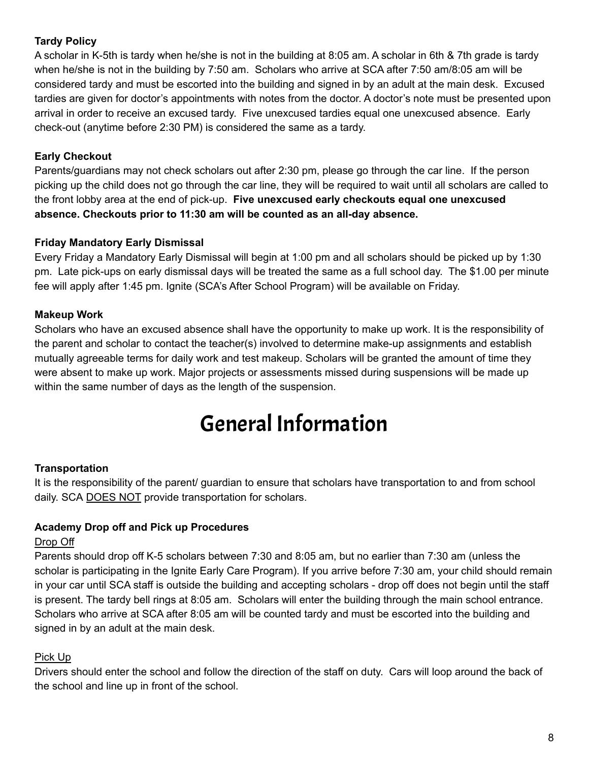**Tardy Policy**

A scholar in K-5th is tardy when he/she is not in the building at 8:05 am. A scholar in 6th & 7th grade is tardy when he/she is not in the building by 7:50 am. Scholars who arrive at SCA after 7:50 am/8:05 am will be considered tardy and must be escorted into the building and signed in by an adult at the main desk. Excused tardies are given for doctor's appointments with notes from the doctor. A doctor's note must be presented upon arrival in order to receive an excused tardy. Five unexcused tardies equal one unexcused absence. Early check-out (anytime before 2:30 PM) is considered the same as a tardy.

**Early Checkout**

Parents/guardians may not check scholars out after 2:30 pm, please go through the car line. If the person picking up the child does not go through the car line, they will be required to wait until all scholars are called to the front lobby area at the end of pick-up. **Five unexcused early checkouts equal one unexcused absence. Checkouts prior to 11:30 am will be counted as an all-day absence.**

**Friday Mandatory Early Dismissal**

Every Friday a Mandatory Early Dismissal will begin at 1:00 pm and all scholars should be picked up by 1:30 pm. Late pick-ups on early dismissal days will be treated the same as a full school day. The $1.00 per minute fee will apply after 1:45 pm. Ignite (SCA's After School Program) will be available on Friday.

**Makeup Work**

Scholars who have an excused absence shall have the opportunity to make up work. It is the responsibility of the parent and scholar to contact the teacher(s) involved to determine make-up assignments and establish mutually agreeable terms for daily work and test makeup. Scholars will be granted the amount of time they were absent to make up work. Major projects or assessments missed during suspensions will be made up within the same number of days as the length of the suspension.

# General Information

**Transportation**

It is the responsibility of the parent/ guardian to ensure that scholars have transportation to and from school daily. SCA DOES NOT provide transportation for scholars.

**Academy Drop off and Pick up Procedures**

Drop Off

Parents should drop off K-5 scholars between 7:30 and 8:05 am, but no earlier than 7:30 am (unless the scholar is participating in the Ignite Early Care Program). If you arrive before 7:30 am, your child should remain in your car until SCA staff is outside the building and accepting scholars - drop off does not begin until the staff is present. The tardy bell rings at 8:05 am. Scholars will enter the building through the main school entrance. Scholars who arrive at SCA after 8:05 am will be counted tardy and must be escorted into the building and signed in by an adult at the main desk.

Pick Up

Drivers should enter the school and follow the direction of the staff on duty. Cars will loop around the back of the school and line up in front of the school.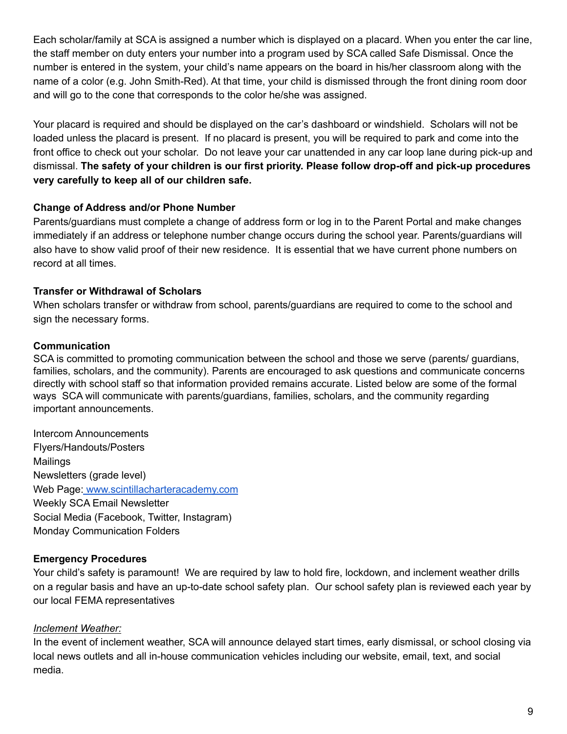Each scholar/family at SCA is assigned a number which is displayed on a placard. When you enter the car line, the staff member on duty enters your number into a program used by SCA called Safe Dismissal. Once the number is entered in the system, your child's name appears on the board in his/her classroom along with the name of a color (e.g. John Smith-Red). At that time, your child is dismissed through the front dining room door and will go to the cone that corresponds to the color he/she was assigned.

Your placard is required and should be displayed on the car's dashboard or windshield. Scholars will not be loaded unless the placard is present. If no placard is present, you will be required to park and come into the front office to check out your scholar. Do not leave your car unattended in any car loop lane during pick-up and dismissal. **The safety of your children is our first priority. Please follow drop-off and pick-up procedures very carefully to keep all of our children safe.**

### Change of Address and/or Phone Number

Parents/guardians must complete a change of address form or log in to the Parent Portal and make changes immediately if an address or telephone number change occurs during the school year. Parents/guardians will also have to show valid proof of their new residence. It is essential that we have current phone numbers on record at all times.

### Transfer or Withdrawal of Scholars

When scholars transfer or withdraw from school, parents/guardians are required to come to the school and sign the necessary forms.

### Communication

SCA is committed to promoting communication between the school and those we serve (parents/ guardians, families, scholars, and the community). Parents are encouraged to ask questions and communicate concerns directly with school staff so that information provided remains accurate. Listed below are some of the formal ways SCA will communicate with parents/guardians, families, scholars, and the community regarding important announcements.

Intercom Announcements
Flyers/Handouts/Posters
Mailings
Newsletters (grade level)
Web Page: [www.scintillacharteracademy.com](http://www.scintillacharteracademy.com)
Weekly SCA Email Newsletter
Social Media (Facebook, Twitter, Instagram)
Monday Communication Folders

### Emergency Procedures

Your child's safety is paramount! We are required by law to hold fire, lockdown, and inclement weather drills on a regular basis and have an up-to-date school safety plan. Our school safety plan is reviewed each year by our local FEMA representatives

*Inclement Weather:*

In the event of inclement weather, SCA will announce delayed start times, early dismissal, or school closing via local news outlets and all in-house communication vehicles including our website, email, text, and social media.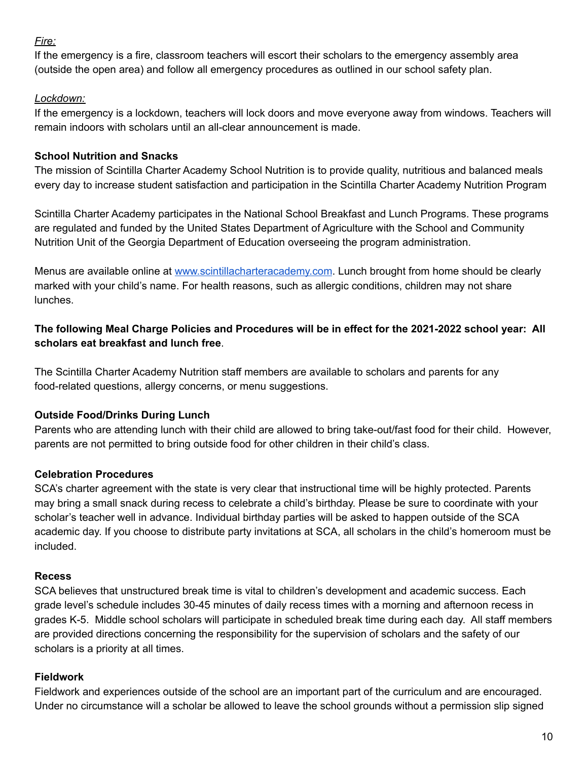*Fire:*

If the emergency is a fire, classroom teachers will escort their scholars to the emergency assembly area (outside the open area) and follow all emergency procedures as outlined in our school safety plan.

*Lockdown:*

If the emergency is a lockdown, teachers will lock doors and move everyone away from windows. Teachers will remain indoors with scholars until an all-clear announcement is made.

**School Nutrition and Snacks**

The mission of Scintilla Charter Academy School Nutrition is to provide quality, nutritious and balanced meals every day to increase student satisfaction and participation in the Scintilla Charter Academy Nutrition Program

Scintilla Charter Academy participates in the National School Breakfast and Lunch Programs. These programs are regulated and funded by the United States Department of Agriculture with the School and Community Nutrition Unit of the Georgia Department of Education overseeing the program administration.

Menus are available online at [www.scintillacharteracademy.com](http://www.scintillacharteracademy.com). Lunch brought from home should be clearly marked with your child's name. For health reasons, such as allergic conditions, children may not share lunches.

**The following Meal Charge Policies and Procedures will be in effect for the 2021-2022 school year: All scholars eat breakfast and lunch free**.

The Scintilla Charter Academy Nutrition staff members are available to scholars and parents for any food-related questions, allergy concerns, or menu suggestions.

**Outside Food/Drinks During Lunch**

Parents who are attending lunch with their child are allowed to bring take-out/fast food for their child. However, parents are not permitted to bring outside food for other children in their child's class.

**Celebration Procedures**

SCA's charter agreement with the state is very clear that instructional time will be highly protected. Parents may bring a small snack during recess to celebrate a child's birthday. Please be sure to coordinate with your scholar's teacher well in advance. Individual birthday parties will be asked to happen outside of the SCA academic day. If you choose to distribute party invitations at SCA, all scholars in the child's homeroom must be included.

**Recess**

SCA believes that unstructured break time is vital to children's development and academic success. Each grade level's schedule includes 30-45 minutes of daily recess times with a morning and afternoon recess in grades K-5. Middle school scholars will participate in scheduled break time during each day. All staff members are provided directions concerning the responsibility for the supervision of scholars and the safety of our scholars is a priority at all times.

**Fieldwork**

Fieldwork and experiences outside of the school are an important part of the curriculum and are encouraged. Under no circumstance will a scholar be allowed to leave the school grounds without a permission slip signed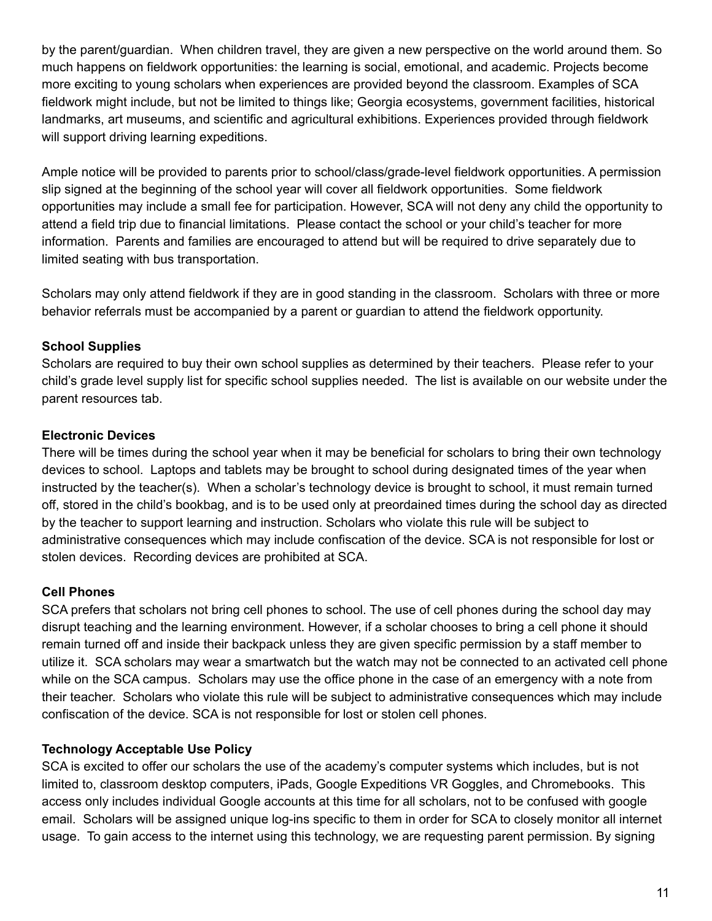by the parent/guardian. When children travel, they are given a new perspective on the world around them. So much happens on fieldwork opportunities: the learning is social, emotional, and academic. Projects become more exciting to young scholars when experiences are provided beyond the classroom. Examples of SCA fieldwork might include, but not be limited to things like; Georgia ecosystems, government facilities, historical landmarks, art museums, and scientific and agricultural exhibitions. Experiences provided through fieldwork will support driving learning expeditions.

Ample notice will be provided to parents prior to school/class/grade-level fieldwork opportunities. A permission slip signed at the beginning of the school year will cover all fieldwork opportunities. Some fieldwork opportunities may include a small fee for participation. However, SCA will not deny any child the opportunity to attend a field trip due to financial limitations. Please contact the school or your child's teacher for more information. Parents and families are encouraged to attend but will be required to drive separately due to limited seating with bus transportation.

Scholars may only attend fieldwork if they are in good standing in the classroom. Scholars with three or more behavior referrals must be accompanied by a parent or guardian to attend the fieldwork opportunity.

**School Supplies**
Scholars are required to buy their own school supplies as determined by their teachers. Please refer to your child's grade level supply list for specific school supplies needed. The list is available on our website under the parent resources tab.

**Electronic Devices**
There will be times during the school year when it may be beneficial for scholars to bring their own technology devices to school. Laptops and tablets may be brought to school during designated times of the year when instructed by the teacher(s). When a scholar's technology device is brought to school, it must remain turned off, stored in the child's bookbag, and is to be used only at preordained times during the school day as directed by the teacher to support learning and instruction. Scholars who violate this rule will be subject to administrative consequences which may include confiscation of the device. SCA is not responsible for lost or stolen devices. Recording devices are prohibited at SCA.

**Cell Phones**
SCA prefers that scholars not bring cell phones to school. The use of cell phones during the school day may disrupt teaching and the learning environment. However, if a scholar chooses to bring a cell phone it should remain turned off and inside their backpack unless they are given specific permission by a staff member to utilize it. SCA scholars may wear a smartwatch but the watch may not be connected to an activated cell phone while on the SCA campus. Scholars may use the office phone in the case of an emergency with a note from their teacher. Scholars who violate this rule will be subject to administrative consequences which may include confiscation of the device. SCA is not responsible for lost or stolen cell phones.

**Technology Acceptable Use Policy**
SCA is excited to offer our scholars the use of the academy's computer systems which includes, but is not limited to, classroom desktop computers, iPads, Google Expeditions VR Goggles, and Chromebooks. This access only includes individual Google accounts at this time for all scholars, not to be confused with google email. Scholars will be assigned unique log-ins specific to them in order for SCA to closely monitor all internet usage. To gain access to the internet using this technology, we are requesting parent permission. By signing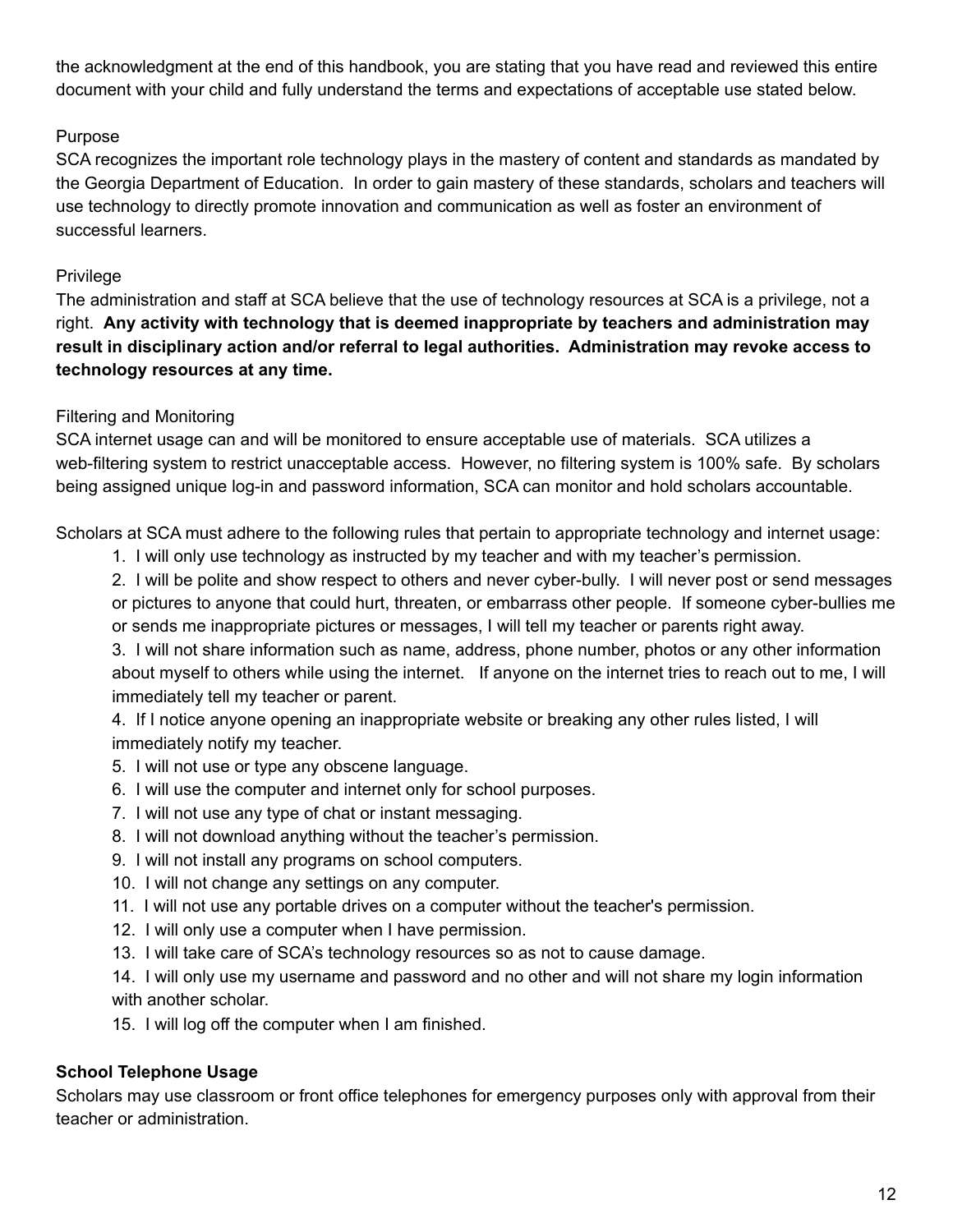the acknowledgment at the end of this handbook, you are stating that you have read and reviewed this entire document with your child and fully understand the terms and expectations of acceptable use stated below.

Purpose

SCA recognizes the important role technology plays in the mastery of content and standards as mandated by the Georgia Department of Education. In order to gain mastery of these standards, scholars and teachers will use technology to directly promote innovation and communication as well as foster an environment of successful learners.

Privilege

The administration and staff at SCA believe that the use of technology resources at SCA is a privilege, not a right. **Any activity with technology that is deemed inappropriate by teachers and administration may result in disciplinary action and/or referral to legal authorities. Administration may revoke access to technology resources at any time.**

Filtering and Monitoring

SCA internet usage can and will be monitored to ensure acceptable use of materials. SCA utilizes a web-filtering system to restrict unacceptable access. However, no filtering system is 100% safe. By scholars being assigned unique log-in and password information, SCA can monitor and hold scholars accountable.

Scholars at SCA must adhere to the following rules that pertain to appropriate technology and internet usage:

1. I will only use technology as instructed by my teacher and with my teacher's permission.
2. I will be polite and show respect to others and never cyber-bully. I will never post or send messages or pictures to anyone that could hurt, threaten, or embarrass other people. If someone cyber-bullies me or sends me inappropriate pictures or messages, I will tell my teacher or parents right away.
3. I will not share information such as name, address, phone number, photos or any other information about myself to others while using the internet. If anyone on the internet tries to reach out to me, I will immediately tell my teacher or parent.
4. If I notice anyone opening an inappropriate website or breaking any other rules listed, I will immediately notify my teacher.
5. I will not use or type any obscene language.
6. I will use the computer and internet only for school purposes.
7. I will not use any type of chat or instant messaging.
8. I will not download anything without the teacher's permission.
9. I will not install any programs on school computers.
10. I will not change any settings on any computer.
11. I will not use any portable drives on a computer without the teacher's permission.
12. I will only use a computer when I have permission.
13. I will take care of SCA's technology resources so as not to cause damage.
14. I will only use my username and password and no other and will not share my login information with another scholar.
15. I will log off the computer when I am finished.

**School Telephone Usage**

Scholars may use classroom or front office telephones for emergency purposes only with approval from their teacher or administration.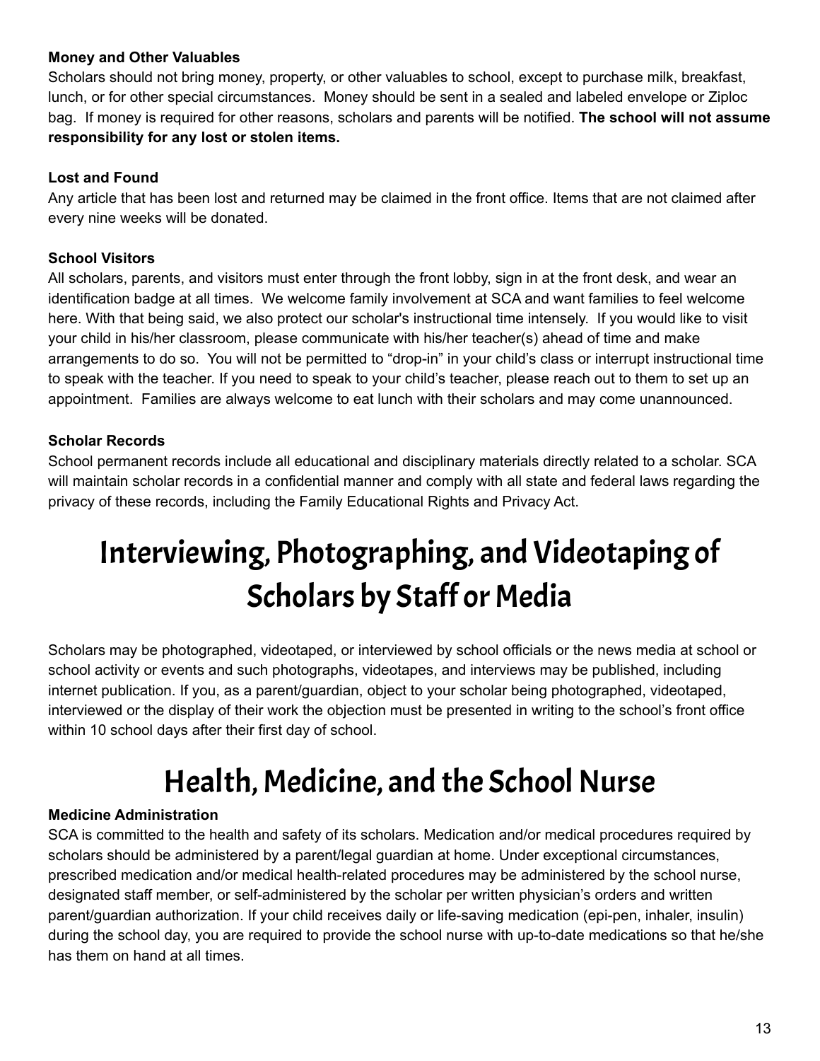### Money and Other Valuables

Scholars should not bring money, property, or other valuables to school, except to purchase milk, breakfast, lunch, or for other special circumstances. Money should be sent in a sealed and labeled envelope or Ziploc bag. If money is required for other reasons, scholars and parents will be notified. **The school will not assume responsibility for any lost or stolen items.**

### Lost and Found

Any article that has been lost and returned may be claimed in the front office. Items that are not claimed after every nine weeks will be donated.

### School Visitors

All scholars, parents, and visitors must enter through the front lobby, sign in at the front desk, and wear an identification badge at all times. We welcome family involvement at SCA and want families to feel welcome here. With that being said, we also protect our scholar's instructional time intensely. If you would like to visit your child in his/her classroom, please communicate with his/her teacher(s) ahead of time and make arrangements to do so. You will not be permitted to "drop-in" in your child's class or interrupt instructional time to speak with the teacher. If you need to speak to your child's teacher, please reach out to them to set up an appointment. Families are always welcome to eat lunch with their scholars and may come unannounced.

### Scholar Records

School permanent records include all educational and disciplinary materials directly related to a scholar. SCA will maintain scholar records in a confidential manner and comply with all state and federal laws regarding the privacy of these records, including the Family Educational Rights and Privacy Act.

# Interviewing, Photographing, and Videotaping of Scholars by Staff or Media

Scholars may be photographed, videotaped, or interviewed by school officials or the news media at school or school activity or events and such photographs, videotapes, and interviews may be published, including internet publication. If you, as a parent/guardian, object to your scholar being photographed, videotaped, interviewed or the display of their work the objection must be presented in writing to the school's front office within 10 school days after their first day of school.

# Health, Medicine, and the School Nurse

### Medicine Administration

SCA is committed to the health and safety of its scholars. Medication and/or medical procedures required by scholars should be administered by a parent/legal guardian at home. Under exceptional circumstances, prescribed medication and/or medical health-related procedures may be administered by the school nurse, designated staff member, or self-administered by the scholar per written physician's orders and written parent/guardian authorization. If your child receives daily or life-saving medication (epi-pen, inhaler, insulin) during the school day, you are required to provide the school nurse with up-to-date medications so that he/she has them on hand at all times.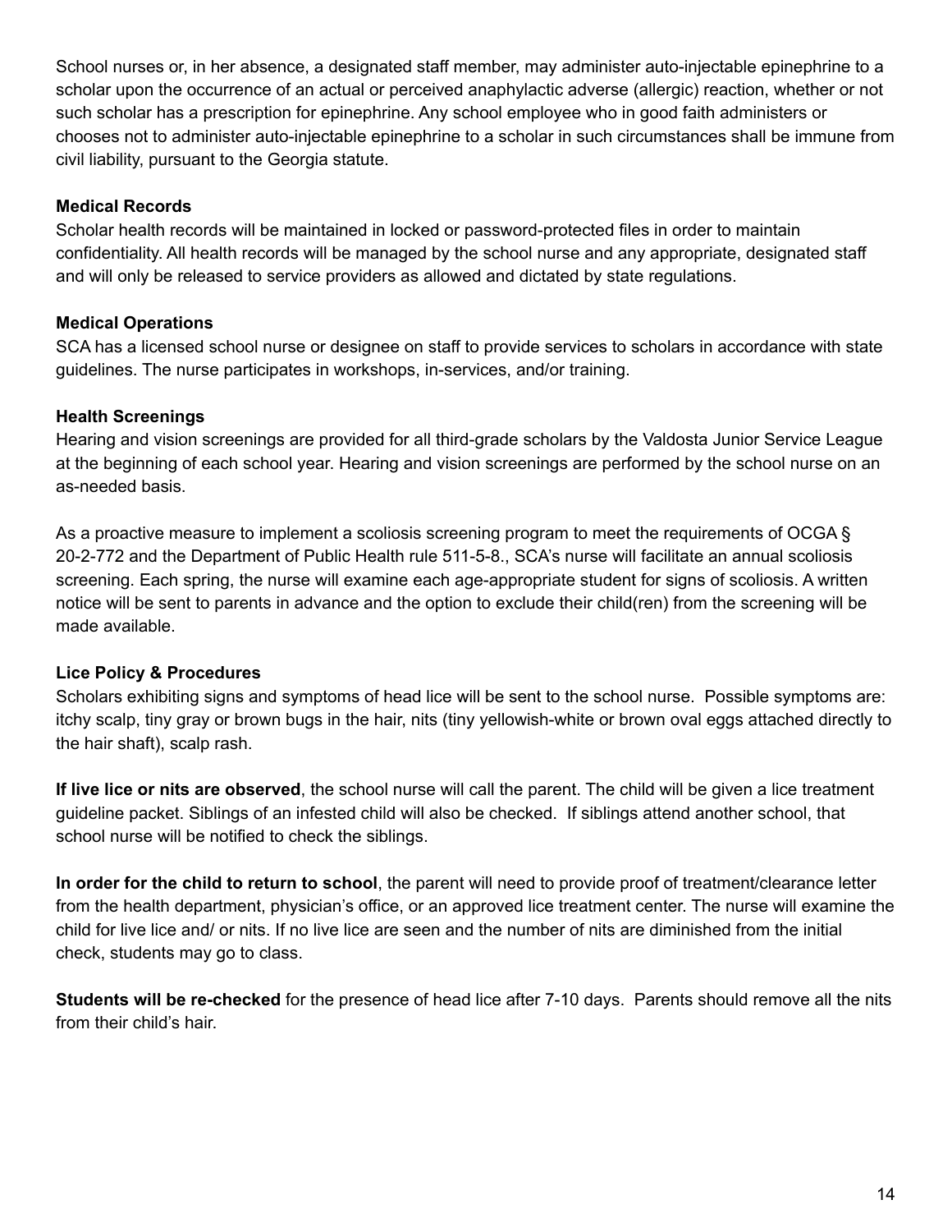School nurses or, in her absence, a designated staff member, may administer auto-injectable epinephrine to a scholar upon the occurrence of an actual or perceived anaphylactic adverse (allergic) reaction, whether or not such scholar has a prescription for epinephrine. Any school employee who in good faith administers or chooses not to administer auto-injectable epinephrine to a scholar in such circumstances shall be immune from civil liability, pursuant to the Georgia statute.

**Medical Records**

Scholar health records will be maintained in locked or password-protected files in order to maintain confidentiality. All health records will be managed by the school nurse and any appropriate, designated staff and will only be released to service providers as allowed and dictated by state regulations.

**Medical Operations**

SCA has a licensed school nurse or designee on staff to provide services to scholars in accordance with state guidelines. The nurse participates in workshops, in-services, and/or training.

**Health Screenings**

Hearing and vision screenings are provided for all third-grade scholars by the Valdosta Junior Service League at the beginning of each school year. Hearing and vision screenings are performed by the school nurse on an as-needed basis.

As a proactive measure to implement a scoliosis screening program to meet the requirements of OCGA § 20-2-772 and the Department of Public Health rule 511-5-8., SCA's nurse will facilitate an annual scoliosis screening. Each spring, the nurse will examine each age-appropriate student for signs of scoliosis. A written notice will be sent to parents in advance and the option to exclude their child(ren) from the screening will be made available.

**Lice Policy & Procedures**

Scholars exhibiting signs and symptoms of head lice will be sent to the school nurse. Possible symptoms are: itchy scalp, tiny gray or brown bugs in the hair, nits (tiny yellowish-white or brown oval eggs attached directly to the hair shaft), scalp rash.

**If live lice or nits are observed**, the school nurse will call the parent. The child will be given a lice treatment guideline packet. Siblings of an infested child will also be checked. If siblings attend another school, that school nurse will be notified to check the siblings.

**In order for the child to return to school**, the parent will need to provide proof of treatment/clearance letter from the health department, physician's office, or an approved lice treatment center. The nurse will examine the child for live lice and/ or nits. If no live lice are seen and the number of nits are diminished from the initial check, students may go to class.

**Students will be re-checked** for the presence of head lice after 7-10 days. Parents should remove all the nits from their child's hair.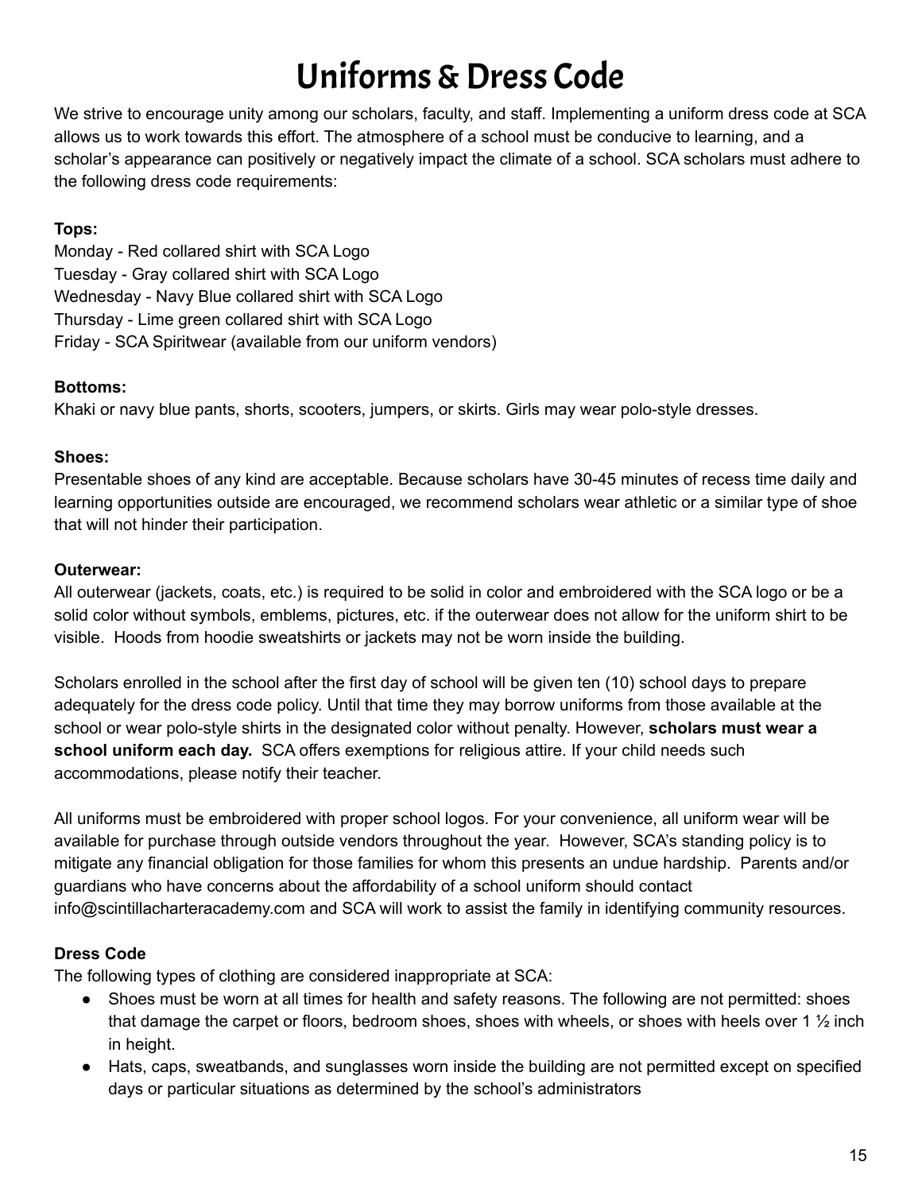# Uniforms & Dress Code

We strive to encourage unity among our scholars, faculty, and staff. Implementing a uniform dress code at SCA allows us to work towards this effort. The atmosphere of a school must be conducive to learning, and a scholar's appearance can positively or negatively impact the climate of a school. SCA scholars must adhere to the following dress code requirements:

**Tops:**

Monday - Red collared shirt with SCA Logo
Tuesday - Gray collared shirt with SCA Logo
Wednesday - Navy Blue collared shirt with SCA Logo
Thursday - Lime green collared shirt with SCA Logo
Friday - SCA Spiritwear (available from our uniform vendors)

**Bottoms:**

Khaki or navy blue pants, shorts, scooters, jumpers, or skirts. Girls may wear polo-style dresses.

**Shoes:**

Presentable shoes of any kind are acceptable. Because scholars have 30-45 minutes of recess time daily and learning opportunities outside are encouraged, we recommend scholars wear athletic or a similar type of shoe that will not hinder their participation.

**Outerwear:**

All outerwear (jackets, coats, etc.) is required to be solid in color and embroidered with the SCA logo or be a solid color without symbols, emblems, pictures, etc. if the outerwear does not allow for the uniform shirt to be visible. Hoods from hoodie sweatshirts or jackets may not be worn inside the building.

Scholars enrolled in the school after the first day of school will be given ten (10) school days to prepare adequately for the dress code policy. Until that time they may borrow uniforms from those available at the school or wear polo-style shirts in the designated color without penalty. However, **scholars must wear a school uniform each day.** SCA offers exemptions for religious attire. If your child needs such accommodations, please notify their teacher.

All uniforms must be embroidered with proper school logos. For your convenience, all uniform wear will be available for purchase through outside vendors throughout the year. However, SCA's standing policy is to mitigate any financial obligation for those families for whom this presents an undue hardship. Parents and/or guardians who have concerns about the affordability of a school uniform should contact info@scintillacharteracademy.com and SCA will work to assist the family in identifying community resources.

**Dress Code**

The following types of clothing are considered inappropriate at SCA:

- Shoes must be worn at all times for health and safety reasons. The following are not permitted: shoes that damage the carpet or floors, bedroom shoes, shoes with wheels, or shoes with heels over 1 ½ inch in height.
- Hats, caps, sweatbands, and sunglasses worn inside the building are not permitted except on specified days or particular situations as determined by the school's administrators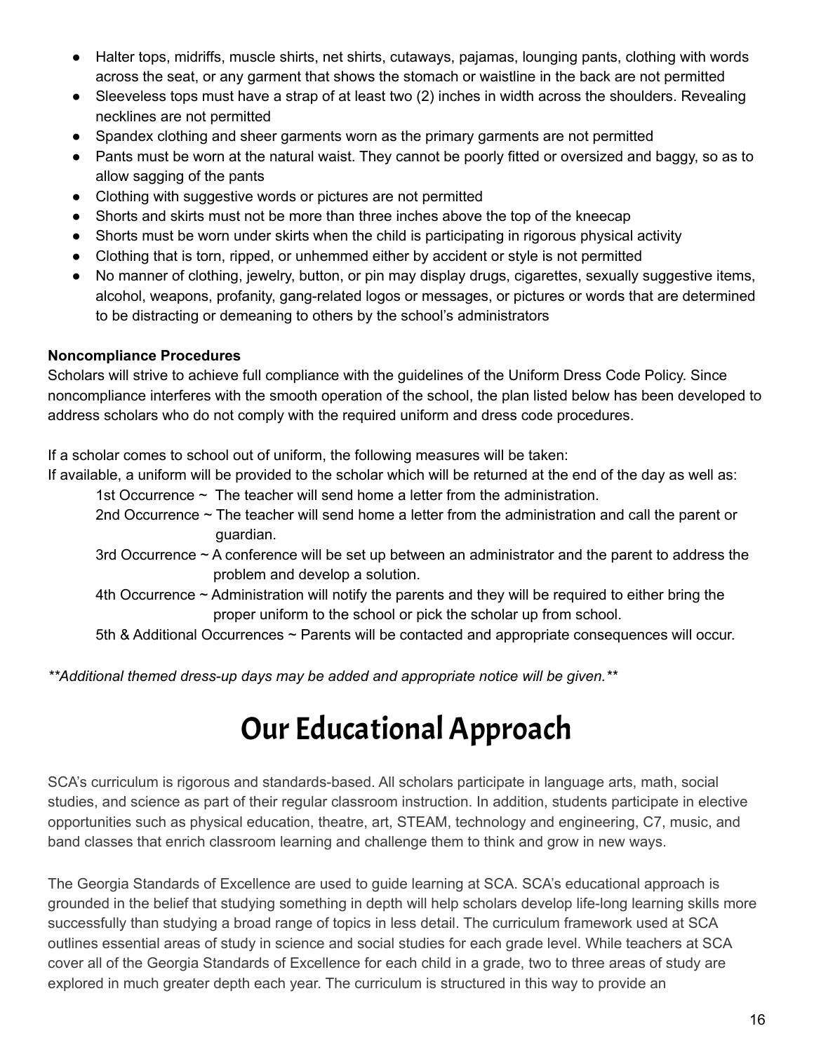- Halter tops, midriffs, muscle shirts, net shirts, cutaways, pajamas, lounging pants, clothing with words across the seat, or any garment that shows the stomach or waistline in the back are not permitted
- Sleeveless tops must have a strap of at least two (2) inches in width across the shoulders. Revealing necklines are not permitted
- Spandex clothing and sheer garments worn as the primary garments are not permitted
- Pants must be worn at the natural waist. They cannot be poorly fitted or oversized and baggy, so as to allow sagging of the pants
- Clothing with suggestive words or pictures are not permitted
- Shorts and skirts must not be more than three inches above the top of the kneecap
- Shorts must be worn under skirts when the child is participating in rigorous physical activity
- Clothing that is torn, ripped, or unhemmed either by accident or style is not permitted
- No manner of clothing, jewelry, button, or pin may display drugs, cigarettes, sexually suggestive items, alcohol, weapons, profanity, gang-related logos or messages, or pictures or words that are determined to be distracting or demeaning to others by the school's administrators

**Noncompliance Procedures**

Scholars will strive to achieve full compliance with the guidelines of the Uniform Dress Code Policy. Since noncompliance interferes with the smooth operation of the school, the plan listed below has been developed to address scholars who do not comply with the required uniform and dress code procedures.

If a scholar comes to school out of uniform, the following measures will be taken:
If available, a uniform will be provided to the scholar which will be returned at the end of the day as well as:

1st Occurrence ~ The teacher will send home a letter from the administration.

2nd Occurrence ~ The teacher will send home a letter from the administration and call the parent or guardian.

3rd Occurrence ~ A conference will be set up between an administrator and the parent to address the problem and develop a solution.

4th Occurrence ~ Administration will notify the parents and they will be required to either bring the proper uniform to the school or pick the scholar up from school.

5th & Additional Occurrences ~ Parents will be contacted and appropriate consequences will occur.

***Additional themed dress-up days may be added and appropriate notice will be given.***

# Our Educational Approach

SCA's curriculum is rigorous and standards-based. All scholars participate in language arts, math, social studies, and science as part of their regular classroom instruction. In addition, students participate in elective opportunities such as physical education, theatre, art, STEAM, technology and engineering, C7, music, and band classes that enrich classroom learning and challenge them to think and grow in new ways.

The Georgia Standards of Excellence are used to guide learning at SCA. SCA's educational approach is grounded in the belief that studying something in depth will help scholars develop life-long learning skills more successfully than studying a broad range of topics in less detail. The curriculum framework used at SCA outlines essential areas of study in science and social studies for each grade level. While teachers at SCA cover all of the Georgia Standards of Excellence for each child in a grade, two to three areas of study are explored in much greater depth each year. The curriculum is structured in this way to provide an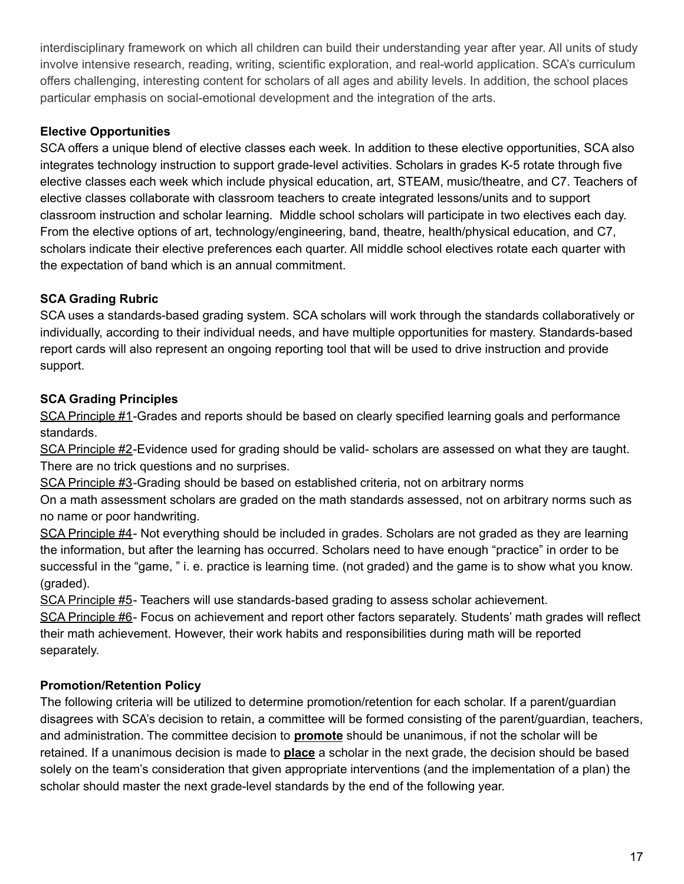interdisciplinary framework on which all children can build their understanding year after year. All units of study involve intensive research, reading, writing, scientific exploration, and real-world application. SCA's curriculum offers challenging, interesting content for scholars of all ages and ability levels. In addition, the school places particular emphasis on social-emotional development and the integration of the arts.

**Elective Opportunities**

SCA offers a unique blend of elective classes each week. In addition to these elective opportunities, SCA also integrates technology instruction to support grade-level activities. Scholars in grades K-5 rotate through five elective classes each week which include physical education, art, STEAM, music/theatre, and C7. Teachers of elective classes collaborate with classroom teachers to create integrated lessons/units and to support classroom instruction and scholar learning.  Middle school scholars will participate in two electives each day. From the elective options of art, technology/engineering, band, theatre, health/physical education, and C7, scholars indicate their elective preferences each quarter. All middle school electives rotate each quarter with the expectation of band which is an annual commitment.

**SCA Grading Rubric**

SCA uses a standards-based grading system. SCA scholars will work through the standards collaboratively or individually, according to their individual needs, and have multiple opportunities for mastery. Standards-based report cards will also represent an ongoing reporting tool that will be used to drive instruction and provide support.

**SCA Grading Principles**

SCA Principle #1-Grades and reports should be based on clearly specified learning goals and performance standards.
SCA Principle #2-Evidence used for grading should be valid- scholars are assessed on what they are taught. There are no trick questions and no surprises.
SCA Principle #3-Grading should be based on established criteria, not on arbitrary norms
On a math assessment scholars are graded on the math standards assessed, not on arbitrary norms such as no name or poor handwriting.
SCA Principle #4- Not everything should be included in grades. Scholars are not graded as they are learning the information, but after the learning has occurred. Scholars need to have enough "practice" in order to be successful in the "game, " i. e. practice is learning time. (not graded) and the game is to show what you know. (graded).
SCA Principle #5- Teachers will use standards-based grading to assess scholar achievement.
SCA Principle #6- Focus on achievement and report other factors separately. Students' math grades will reflect their math achievement. However, their work habits and responsibilities during math will be reported separately.

**Promotion/Retention Policy**

The following criteria will be utilized to determine promotion/retention for each scholar. If a parent/guardian disagrees with SCA's decision to retain, a committee will be formed consisting of the parent/guardian, teachers, and administration. The committee decision to **promote** should be unanimous, if not the scholar will be retained. If a unanimous decision is made to **place** a scholar in the next grade, the decision should be based solely on the team's consideration that given appropriate interventions (and the implementation of a plan) the scholar should master the next grade-level standards by the end of the following year.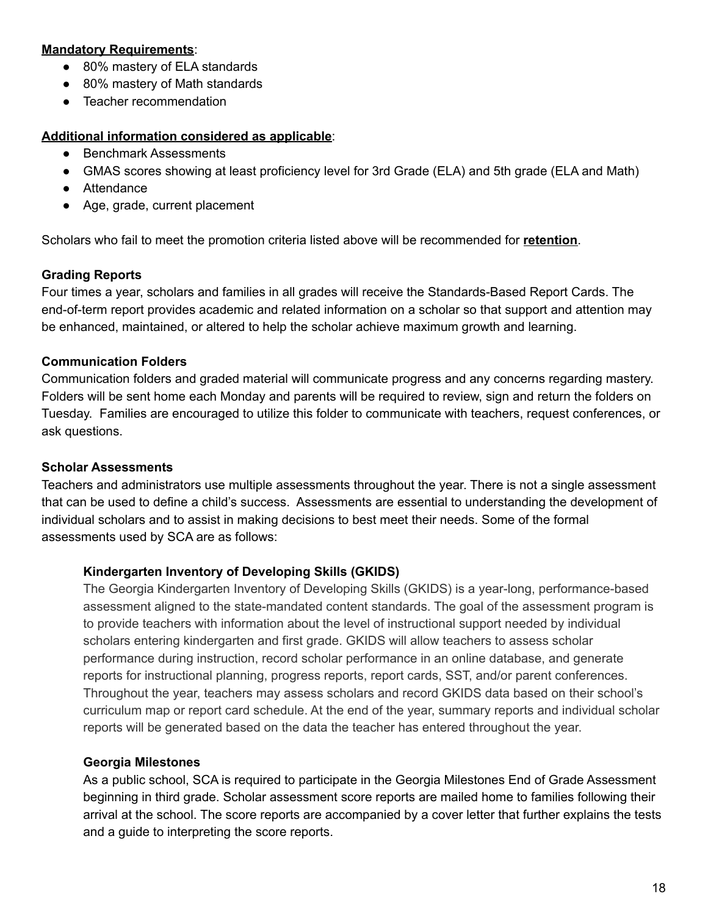**<u>Mandatory Requirements</u>**:

- 80% mastery of ELA standards
- 80% mastery of Math standards
- Teacher recommendation

**<u>Additional information considered as applicable</u>**:

- Benchmark Assessments
- GMAS scores showing at least proficiency level for 3rd Grade (ELA) and 5th grade (ELA and Math)
- Attendance
- Age, grade, current placement

Scholars who fail to meet the promotion criteria listed above will be recommended for **<u>retention</u>**.

**Grading Reports**

Four times a year, scholars and families in all grades will receive the Standards-Based Report Cards. The end-of-term report provides academic and related information on a scholar so that support and attention may be enhanced, maintained, or altered to help the scholar achieve maximum growth and learning.

**Communication Folders**

Communication folders and graded material will communicate progress and any concerns regarding mastery. Folders will be sent home each Monday and parents will be required to review, sign and return the folders on Tuesday. Families are encouraged to utilize this folder to communicate with teachers, request conferences, or ask questions.

**Scholar Assessments**

Teachers and administrators use multiple assessments throughout the year. There is not a single assessment that can be used to define a child's success. Assessments are essential to understanding the development of individual scholars and to assist in making decisions to best meet their needs. Some of the formal assessments used by SCA are as follows:

**Kindergarten Inventory of Developing Skills (GKIDS)**

The Georgia Kindergarten Inventory of Developing Skills (GKIDS) is a year-long, performance-based assessment aligned to the state-mandated content standards. The goal of the assessment program is to provide teachers with information about the level of instructional support needed by individual scholars entering kindergarten and first grade. GKIDS will allow teachers to assess scholar performance during instruction, record scholar performance in an online database, and generate reports for instructional planning, progress reports, report cards, SST, and/or parent conferences. Throughout the year, teachers may assess scholars and record GKIDS data based on their school's curriculum map or report card schedule. At the end of the year, summary reports and individual scholar reports will be generated based on the data the teacher has entered throughout the year.

**Georgia Milestones**

As a public school, SCA is required to participate in the Georgia Milestones End of Grade Assessment beginning in third grade. Scholar assessment score reports are mailed home to families following their arrival at the school. The score reports are accompanied by a cover letter that further explains the tests and a guide to interpreting the score reports.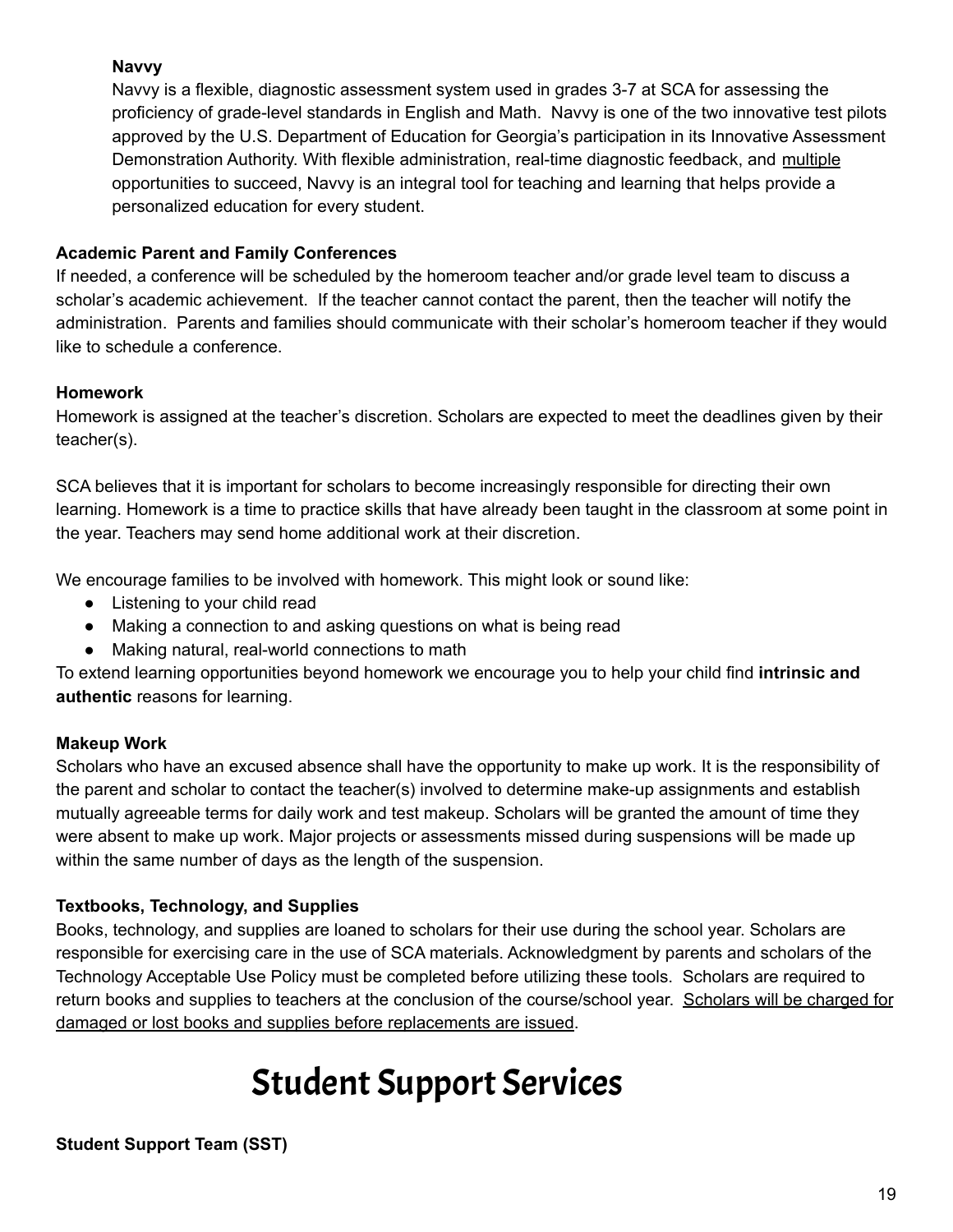**Navvy**

Navvy is a flexible, diagnostic assessment system used in grades 3-7 at SCA for assessing the proficiency of grade-level standards in English and Math. Navvy is one of the two innovative test pilots approved by the U.S. Department of Education for Georgia's participation in its Innovative Assessment Demonstration Authority. With flexible administration, real-time diagnostic feedback, and multiple opportunities to succeed, Navvy is an integral tool for teaching and learning that helps provide a personalized education for every student.

**Academic Parent and Family Conferences**

If needed, a conference will be scheduled by the homeroom teacher and/or grade level team to discuss a scholar's academic achievement. If the teacher cannot contact the parent, then the teacher will notify the administration. Parents and families should communicate with their scholar's homeroom teacher if they would like to schedule a conference.

**Homework**

Homework is assigned at the teacher's discretion. Scholars are expected to meet the deadlines given by their teacher(s).

SCA believes that it is important for scholars to become increasingly responsible for directing their own learning. Homework is a time to practice skills that have already been taught in the classroom at some point in the year. Teachers may send home additional work at their discretion.

We encourage families to be involved with homework. This might look or sound like:

- Listening to your child read
- Making a connection to and asking questions on what is being read
- Making natural, real-world connections to math

To extend learning opportunities beyond homework we encourage you to help your child find **intrinsic and authentic** reasons for learning.

**Makeup Work**

Scholars who have an excused absence shall have the opportunity to make up work. It is the responsibility of the parent and scholar to contact the teacher(s) involved to determine make-up assignments and establish mutually agreeable terms for daily work and test makeup. Scholars will be granted the amount of time they were absent to make up work. Major projects or assessments missed during suspensions will be made up within the same number of days as the length of the suspension.

**Textbooks, Technology, and Supplies**

Books, technology, and supplies are loaned to scholars for their use during the school year. Scholars are responsible for exercising care in the use of SCA materials. Acknowledgment by parents and scholars of the Technology Acceptable Use Policy must be completed before utilizing these tools. Scholars are required to return books and supplies to teachers at the conclusion of the course/school year. Scholars will be charged for damaged or lost books and supplies before replacements are issued.

# Student Support Services

**Student Support Team (SST)**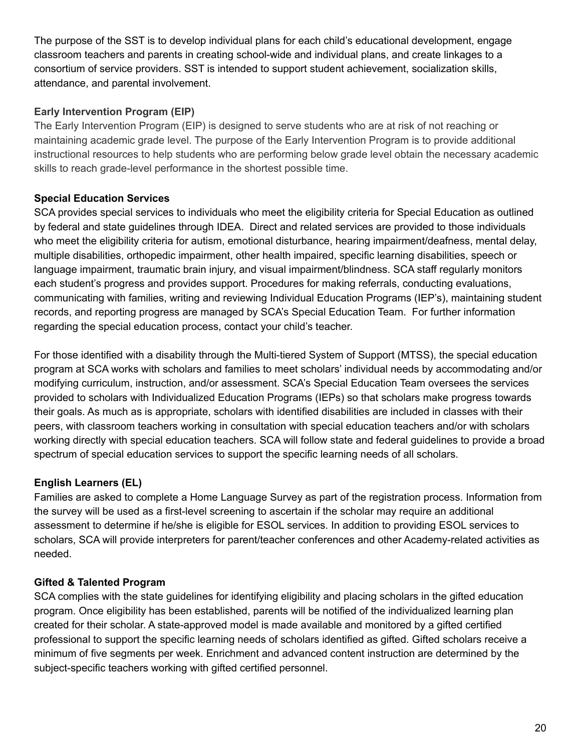The purpose of the SST is to develop individual plans for each child's educational development, engage classroom teachers and parents in creating school-wide and individual plans, and create linkages to a consortium of service providers. SST is intended to support student achievement, socialization skills, attendance, and parental involvement.

**Early Intervention Program (EIP)**

The Early Intervention Program (EIP) is designed to serve students who are at risk of not reaching or maintaining academic grade level. The purpose of the Early Intervention Program is to provide additional instructional resources to help students who are performing below grade level obtain the necessary academic skills to reach grade-level performance in the shortest possible time.

**Special Education Services**

SCA provides special services to individuals who meet the eligibility criteria for Special Education as outlined by federal and state guidelines through IDEA. Direct and related services are provided to those individuals who meet the eligibility criteria for autism, emotional disturbance, hearing impairment/deafness, mental delay, multiple disabilities, orthopedic impairment, other health impaired, specific learning disabilities, speech or language impairment, traumatic brain injury, and visual impairment/blindness. SCA staff regularly monitors each student's progress and provides support. Procedures for making referrals, conducting evaluations, communicating with families, writing and reviewing Individual Education Programs (IEP's), maintaining student records, and reporting progress are managed by SCA's Special Education Team. For further information regarding the special education process, contact your child's teacher.

For those identified with a disability through the Multi-tiered System of Support (MTSS), the special education program at SCA works with scholars and families to meet scholars' individual needs by accommodating and/or modifying curriculum, instruction, and/or assessment. SCA's Special Education Team oversees the services provided to scholars with Individualized Education Programs (IEPs) so that scholars make progress towards their goals. As much as is appropriate, scholars with identified disabilities are included in classes with their peers, with classroom teachers working in consultation with special education teachers and/or with scholars working directly with special education teachers. SCA will follow state and federal guidelines to provide a broad spectrum of special education services to support the specific learning needs of all scholars.

**English Learners (EL)**

Families are asked to complete a Home Language Survey as part of the registration process. Information from the survey will be used as a first-level screening to ascertain if the scholar may require an additional assessment to determine if he/she is eligible for ESOL services. In addition to providing ESOL services to scholars, SCA will provide interpreters for parent/teacher conferences and other Academy-related activities as needed.

**Gifted & Talented Program**

SCA complies with the state guidelines for identifying eligibility and placing scholars in the gifted education program. Once eligibility has been established, parents will be notified of the individualized learning plan created for their scholar. A state-approved model is made available and monitored by a gifted certified professional to support the specific learning needs of scholars identified as gifted. Gifted scholars receive a minimum of five segments per week. Enrichment and advanced content instruction are determined by the subject-specific teachers working with gifted certified personnel.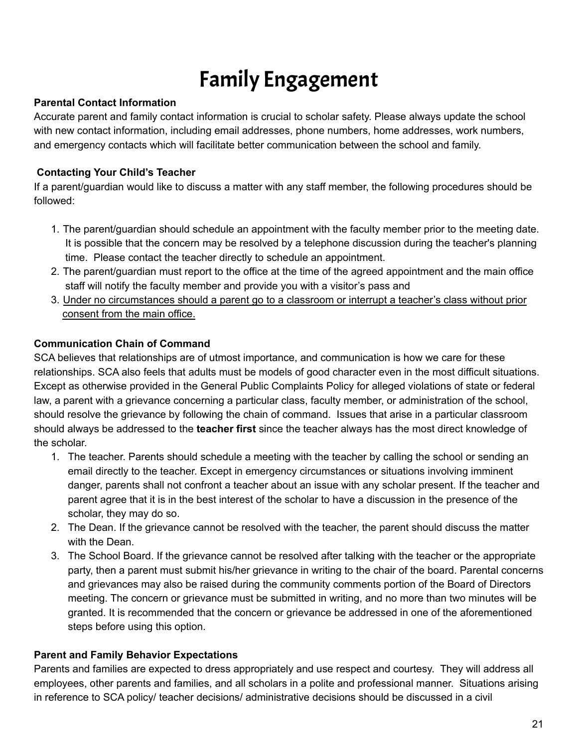# Family Engagement

**Parental Contact Information**

Accurate parent and family contact information is crucial to scholar safety. Please always update the school with new contact information, including email addresses, phone numbers, home addresses, work numbers, and emergency contacts which will facilitate better communication between the school and family.

**Contacting Your Child's Teacher**

If a parent/guardian would like to discuss a matter with any staff member, the following procedures should be followed:

1. The parent/guardian should schedule an appointment with the faculty member prior to the meeting date. It is possible that the concern may be resolved by a telephone discussion during the teacher's planning time. Please contact the teacher directly to schedule an appointment.
2. The parent/guardian must report to the office at the time of the agreed appointment and the main office staff will notify the faculty member and provide you with a visitor's pass and
3. <u>Under no circumstances should a parent go to a classroom or interrupt a teacher's class without prior consent from the main office.</u>

**Communication Chain of Command**

SCA believes that relationships are of utmost importance, and communication is how we care for these relationships. SCA also feels that adults must be models of good character even in the most difficult situations. Except as otherwise provided in the General Public Complaints Policy for alleged violations of state or federal law, a parent with a grievance concerning a particular class, faculty member, or administration of the school, should resolve the grievance by following the chain of command. Issues that arise in a particular classroom should always be addressed to the **teacher first** since the teacher always has the most direct knowledge of the scholar.

1. The teacher. Parents should schedule a meeting with the teacher by calling the school or sending an email directly to the teacher. Except in emergency circumstances or situations involving imminent danger, parents shall not confront a teacher about an issue with any scholar present. If the teacher and parent agree that it is in the best interest of the scholar to have a discussion in the presence of the scholar, they may do so.
2. The Dean. If the grievance cannot be resolved with the teacher, the parent should discuss the matter with the Dean.
3. The School Board. If the grievance cannot be resolved after talking with the teacher or the appropriate party, then a parent must submit his/her grievance in writing to the chair of the board. Parental concerns and grievances may also be raised during the community comments portion of the Board of Directors meeting. The concern or grievance must be submitted in writing, and no more than two minutes will be granted. It is recommended that the concern or grievance be addressed in one of the aforementioned steps before using this option.

**Parent and Family Behavior Expectations**

Parents and families are expected to dress appropriately and use respect and courtesy. They will address all employees, other parents and families, and all scholars in a polite and professional manner. Situations arising in reference to SCA policy/ teacher decisions/ administrative decisions should be discussed in a civil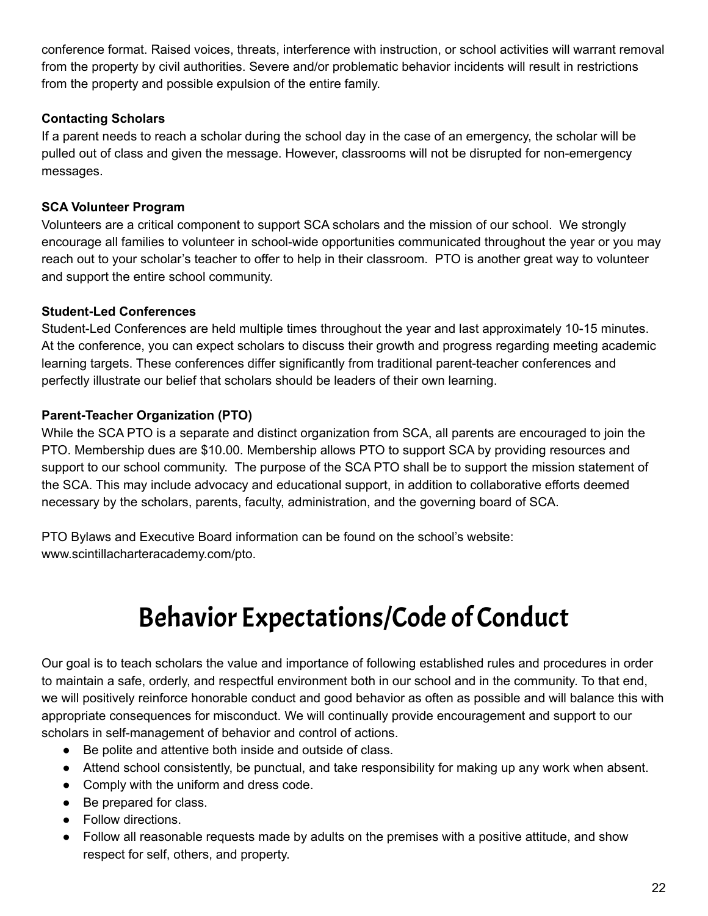conference format. Raised voices, threats, interference with instruction, or school activities will warrant removal from the property by civil authorities. Severe and/or problematic behavior incidents will result in restrictions from the property and possible expulsion of the entire family.

**Contacting Scholars**

If a parent needs to reach a scholar during the school day in the case of an emergency, the scholar will be pulled out of class and given the message. However, classrooms will not be disrupted for non-emergency messages.

**SCA Volunteer Program**

Volunteers are a critical component to support SCA scholars and the mission of our school. We strongly encourage all families to volunteer in school-wide opportunities communicated throughout the year or you may reach out to your scholar's teacher to offer to help in their classroom. PTO is another great way to volunteer and support the entire school community.

**Student-Led Conferences**

Student-Led Conferences are held multiple times throughout the year and last approximately 10-15 minutes. At the conference, you can expect scholars to discuss their growth and progress regarding meeting academic learning targets. These conferences differ significantly from traditional parent-teacher conferences and perfectly illustrate our belief that scholars should be leaders of their own learning.

**Parent-Teacher Organization (PTO)**

While the SCA PTO is a separate and distinct organization from SCA, all parents are encouraged to join the PTO. Membership dues are $10.00. Membership allows PTO to support SCA by providing resources and support to our school community. The purpose of the SCA PTO shall be to support the mission statement of the SCA. This may include advocacy and educational support, in addition to collaborative efforts deemed necessary by the scholars, parents, faculty, administration, and the governing board of SCA.

PTO Bylaws and Executive Board information can be found on the school's website: www.scintillacharteracademy.com/pto.

# Behavior Expectations/Code of Conduct

Our goal is to teach scholars the value and importance of following established rules and procedures in order to maintain a safe, orderly, and respectful environment both in our school and in the community. To that end, we will positively reinforce honorable conduct and good behavior as often as possible and will balance this with appropriate consequences for misconduct. We will continually provide encouragement and support to our scholars in self-management of behavior and control of actions.

- Be polite and attentive both inside and outside of class.
- Attend school consistently, be punctual, and take responsibility for making up any work when absent.
- Comply with the uniform and dress code.
- Be prepared for class.
- Follow directions.
- Follow all reasonable requests made by adults on the premises with a positive attitude, and show respect for self, others, and property.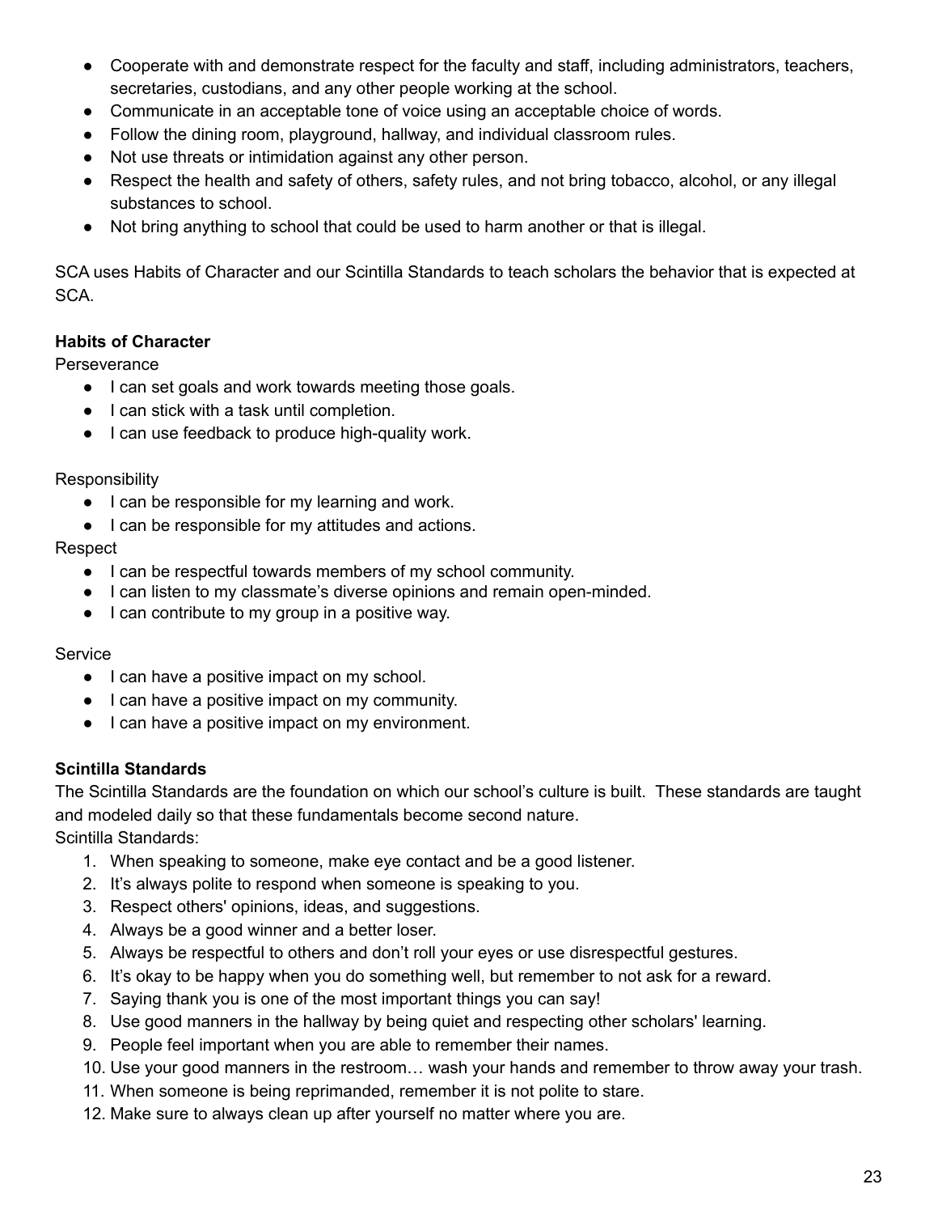- Cooperate with and demonstrate respect for the faculty and staff, including administrators, teachers, secretaries, custodians, and any other people working at the school.
- Communicate in an acceptable tone of voice using an acceptable choice of words.
- Follow the dining room, playground, hallway, and individual classroom rules.
- Not use threats or intimidation against any other person.
- Respect the health and safety of others, safety rules, and not bring tobacco, alcohol, or any illegal substances to school.
- Not bring anything to school that could be used to harm another or that is illegal.

SCA uses Habits of Character and our Scintilla Standards to teach scholars the behavior that is expected at SCA.

**Habits of Character**

Perseverance

- I can set goals and work towards meeting those goals.
- I can stick with a task until completion.
- I can use feedback to produce high-quality work.

Responsibility

- I can be responsible for my learning and work.
- I can be responsible for my attitudes and actions.

Respect

- I can be respectful towards members of my school community.
- I can listen to my classmate's diverse opinions and remain open-minded.
- I can contribute to my group in a positive way.

Service

- I can have a positive impact on my school.
- I can have a positive impact on my community.
- I can have a positive impact on my environment.

**Scintilla Standards**

The Scintilla Standards are the foundation on which our school's culture is built. These standards are taught and modeled daily so that these fundamentals become second nature.

Scintilla Standards:

1. When speaking to someone, make eye contact and be a good listener.
2. It's always polite to respond when someone is speaking to you.
3. Respect others' opinions, ideas, and suggestions.
4. Always be a good winner and a better loser.
5. Always be respectful to others and don't roll your eyes or use disrespectful gestures.
6. It's okay to be happy when you do something well, but remember to not ask for a reward.
7. Saying thank you is one of the most important things you can say!
8. Use good manners in the hallway by being quiet and respecting other scholars' learning.
9. People feel important when you are able to remember their names.
10. Use your good manners in the restroom… wash your hands and remember to throw away your trash.
11. When someone is being reprimanded, remember it is not polite to stare.
12. Make sure to always clean up after yourself no matter where you are.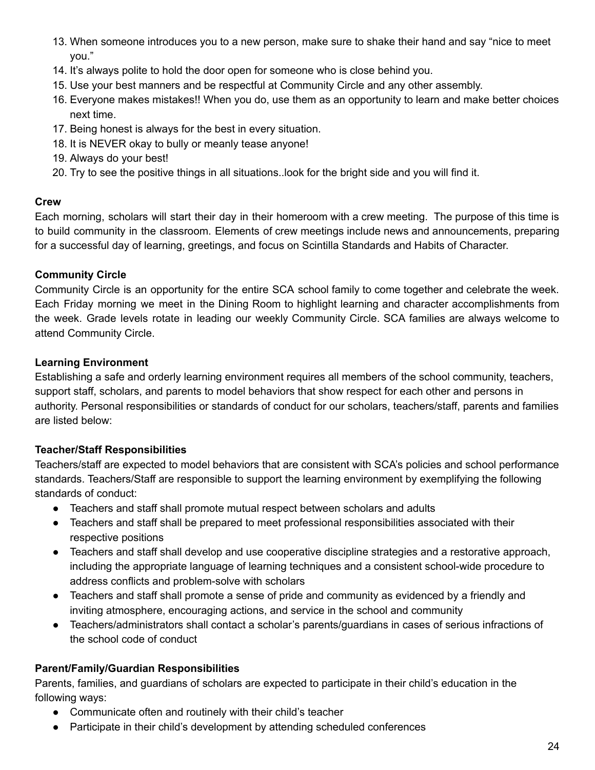13. When someone introduces you to a new person, make sure to shake their hand and say "nice to meet you."
14. It's always polite to hold the door open for someone who is close behind you.
15. Use your best manners and be respectful at Community Circle and any other assembly.
16. Everyone makes mistakes!! When you do, use them as an opportunity to learn and make better choices next time.
17. Being honest is always for the best in every situation.
18. It is NEVER okay to bully or meanly tease anyone!
19. Always do your best!
20. Try to see the positive things in all situations..look for the bright side and you will find it.

**Crew**

Each morning, scholars will start their day in their homeroom with a crew meeting. The purpose of this time is to build community in the classroom. Elements of crew meetings include news and announcements, preparing for a successful day of learning, greetings, and focus on Scintilla Standards and Habits of Character.

**Community Circle**

Community Circle is an opportunity for the entire SCA school family to come together and celebrate the week. Each Friday morning we meet in the Dining Room to highlight learning and character accomplishments from the week. Grade levels rotate in leading our weekly Community Circle. SCA families are always welcome to attend Community Circle.

**Learning Environment**

Establishing a safe and orderly learning environment requires all members of the school community, teachers, support staff, scholars, and parents to model behaviors that show respect for each other and persons in authority. Personal responsibilities or standards of conduct for our scholars, teachers/staff, parents and families are listed below:

**Teacher/Staff Responsibilities**

Teachers/staff are expected to model behaviors that are consistent with SCA's policies and school performance standards. Teachers/Staff are responsible to support the learning environment by exemplifying the following standards of conduct:

- Teachers and staff shall promote mutual respect between scholars and adults
- Teachers and staff shall be prepared to meet professional responsibilities associated with their respective positions
- Teachers and staff shall develop and use cooperative discipline strategies and a restorative approach, including the appropriate language of learning techniques and a consistent school-wide procedure to address conflicts and problem-solve with scholars
- Teachers and staff shall promote a sense of pride and community as evidenced by a friendly and inviting atmosphere, encouraging actions, and service in the school and community
- Teachers/administrators shall contact a scholar's parents/guardians in cases of serious infractions of the school code of conduct

**Parent/Family/Guardian Responsibilities**

Parents, families, and guardians of scholars are expected to participate in their child's education in the following ways:

- Communicate often and routinely with their child's teacher
- Participate in their child's development by attending scheduled conferences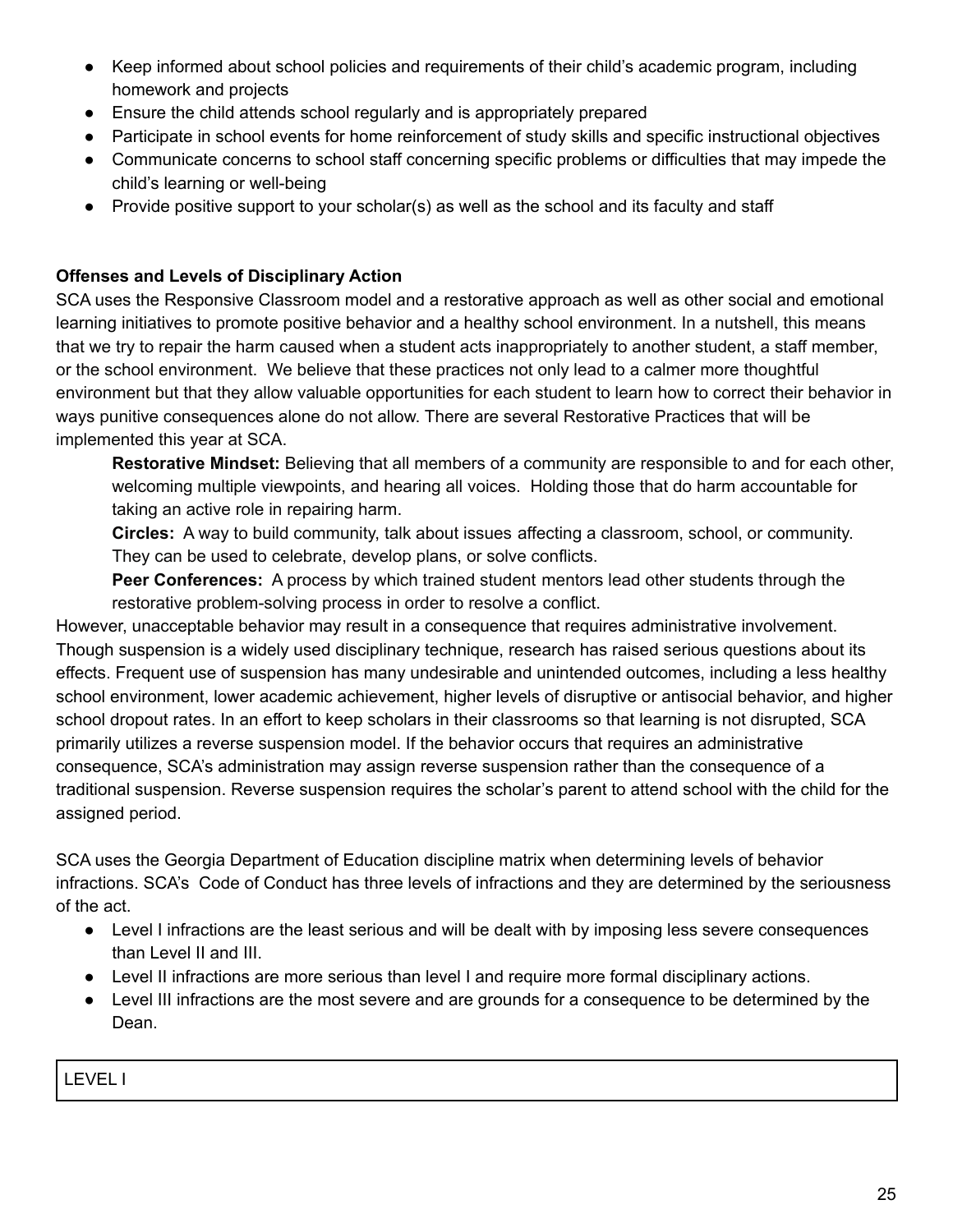- Keep informed about school policies and requirements of their child's academic program, including homework and projects
- Ensure the child attends school regularly and is appropriately prepared
- Participate in school events for home reinforcement of study skills and specific instructional objectives
- Communicate concerns to school staff concerning specific problems or difficulties that may impede the child's learning or well-being
- Provide positive support to your scholar(s) as well as the school and its faculty and staff

**Offenses and Levels of Disciplinary Action**

SCA uses the Responsive Classroom model and a restorative approach as well as other social and emotional learning initiatives to promote positive behavior and a healthy school environment. In a nutshell, this means that we try to repair the harm caused when a student acts inappropriately to another student, a staff member, or the school environment. We believe that these practices not only lead to a calmer more thoughtful environment but that they allow valuable opportunities for each student to learn how to correct their behavior in ways punitive consequences alone do not allow. There are several Restorative Practices that will be implemented this year at SCA.

> **Restorative Mindset:** Believing that all members of a community are responsible to and for each other, welcoming multiple viewpoints, and hearing all voices. Holding those that do harm accountable for taking an active role in repairing harm.
>
> **Circles:** A way to build community, talk about issues affecting a classroom, school, or community. They can be used to celebrate, develop plans, or solve conflicts.
>
> **Peer Conferences:** A process by which trained student mentors lead other students through the restorative problem-solving process in order to resolve a conflict.

However, unacceptable behavior may result in a consequence that requires administrative involvement. Though suspension is a widely used disciplinary technique, research has raised serious questions about its effects. Frequent use of suspension has many undesirable and unintended outcomes, including a less healthy school environment, lower academic achievement, higher levels of disruptive or antisocial behavior, and higher school dropout rates. In an effort to keep scholars in their classrooms so that learning is not disrupted, SCA primarily utilizes a reverse suspension model. If the behavior occurs that requires an administrative consequence, SCA's administration may assign reverse suspension rather than the consequence of a traditional suspension. Reverse suspension requires the scholar's parent to attend school with the child for the assigned period.

SCA uses the Georgia Department of Education discipline matrix when determining levels of behavior infractions. SCA's Code of Conduct has three levels of infractions and they are determined by the seriousness of the act.

- Level I infractions are the least serious and will be dealt with by imposing less severe consequences than Level II and III.
- Level II infractions are more serious than level I and require more formal disciplinary actions.
- Level III infractions are the most severe and are grounds for a consequence to be determined by the Dean.

| LEVEL I |
|---|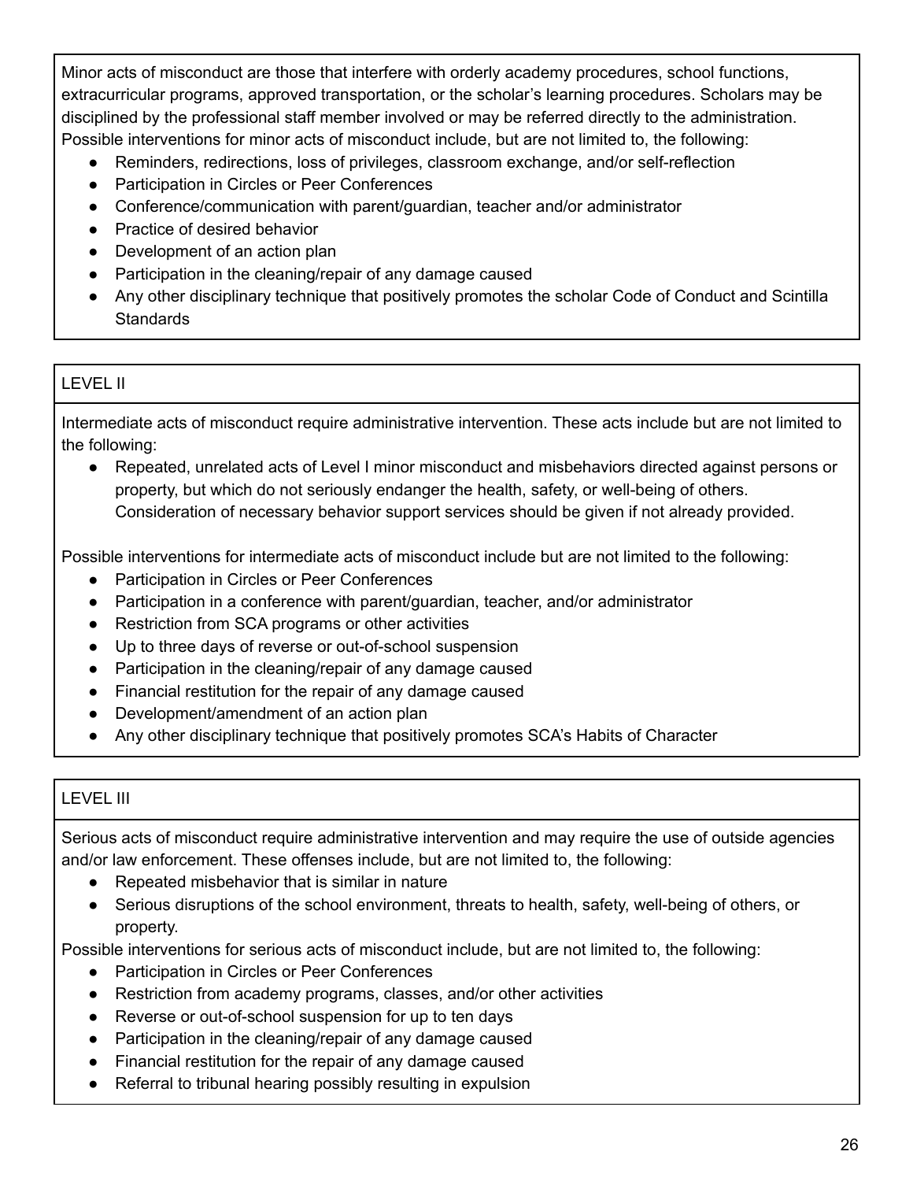Minor acts of misconduct are those that interfere with orderly academy procedures, school functions, extracurricular programs, approved transportation, or the scholar's learning procedures. Scholars may be disciplined by the professional staff member involved or may be referred directly to the administration. Possible interventions for minor acts of misconduct include, but are not limited to, the following:

- Reminders, redirections, loss of privileges, classroom exchange, and/or self-reflection
- Participation in Circles or Peer Conferences
- Conference/communication with parent/guardian, teacher and/or administrator
- Practice of desired behavior
- Development of an action plan
- Participation in the cleaning/repair of any damage caused
- Any other disciplinary technique that positively promotes the scholar Code of Conduct and Scintilla Standards

### LEVEL II

Intermediate acts of misconduct require administrative intervention. These acts include but are not limited to the following:

- Repeated, unrelated acts of Level I minor misconduct and misbehaviors directed against persons or property, but which do not seriously endanger the health, safety, or well-being of others. Consideration of necessary behavior support services should be given if not already provided.

Possible interventions for intermediate acts of misconduct include but are not limited to the following:

- Participation in Circles or Peer Conferences
- Participation in a conference with parent/guardian, teacher, and/or administrator
- Restriction from SCA programs or other activities
- Up to three days of reverse or out-of-school suspension
- Participation in the cleaning/repair of any damage caused
- Financial restitution for the repair of any damage caused
- Development/amendment of an action plan
- Any other disciplinary technique that positively promotes SCA's Habits of Character

### LEVEL III

Serious acts of misconduct require administrative intervention and may require the use of outside agencies and/or law enforcement. These offenses include, but are not limited to, the following:

- Repeated misbehavior that is similar in nature
- Serious disruptions of the school environment, threats to health, safety, well-being of others, or property.

Possible interventions for serious acts of misconduct include, but are not limited to, the following:

- Participation in Circles or Peer Conferences
- Restriction from academy programs, classes, and/or other activities
- Reverse or out-of-school suspension for up to ten days
- Participation in the cleaning/repair of any damage caused
- Financial restitution for the repair of any damage caused
- Referral to tribunal hearing possibly resulting in expulsion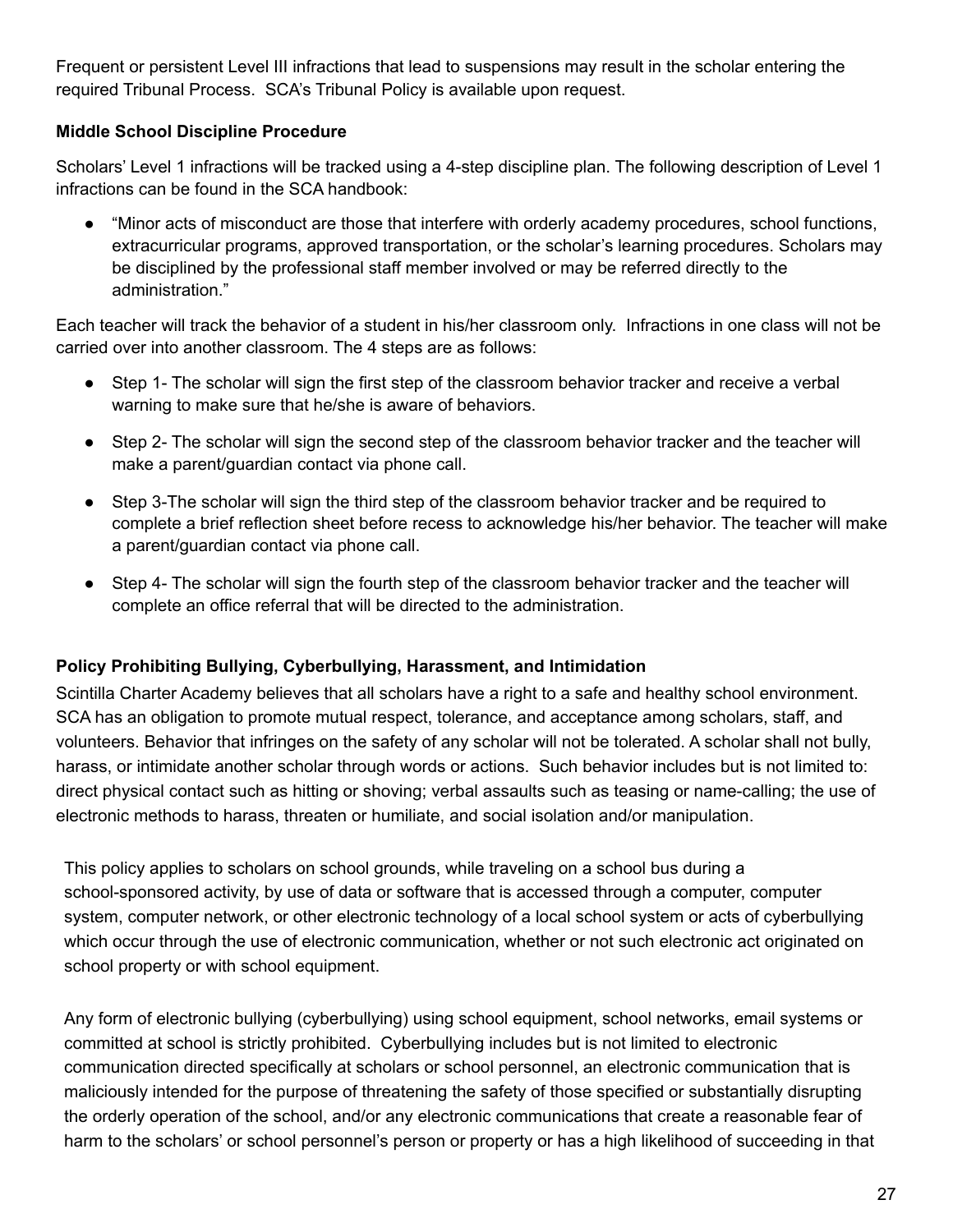Frequent or persistent Level III infractions that lead to suspensions may result in the scholar entering the required Tribunal Process.  SCA's Tribunal Policy is available upon request.

**Middle School Discipline Procedure**

Scholars' Level 1 infractions will be tracked using a 4-step discipline plan. The following description of Level 1 infractions can be found in the SCA handbook:

- "Minor acts of misconduct are those that interfere with orderly academy procedures, school functions, extracurricular programs, approved transportation, or the scholar's learning procedures. Scholars may be disciplined by the professional staff member involved or may be referred directly to the administration."

Each teacher will track the behavior of a student in his/her classroom only.  Infractions in one class will not be carried over into another classroom. The 4 steps are as follows:

- Step 1- The scholar will sign the first step of the classroom behavior tracker and receive a verbal warning to make sure that he/she is aware of behaviors.
- Step 2- The scholar will sign the second step of the classroom behavior tracker and the teacher will make a parent/guardian contact via phone call.
- Step 3-The scholar will sign the third step of the classroom behavior tracker and be required to complete a brief reflection sheet before recess to acknowledge his/her behavior. The teacher will make a parent/guardian contact via phone call.
- Step 4- The scholar will sign the fourth step of the classroom behavior tracker and the teacher will complete an office referral that will be directed to the administration.

**Policy Prohibiting Bullying, Cyberbullying, Harassment, and Intimidation**

Scintilla Charter Academy believes that all scholars have a right to a safe and healthy school environment. SCA has an obligation to promote mutual respect, tolerance, and acceptance among scholars, staff, and volunteers. Behavior that infringes on the safety of any scholar will not be tolerated. A scholar shall not bully, harass, or intimidate another scholar through words or actions.  Such behavior includes but is not limited to: direct physical contact such as hitting or shoving; verbal assaults such as teasing or name-calling; the use of electronic methods to harass, threaten or humiliate, and social isolation and/or manipulation.

This policy applies to scholars on school grounds, while traveling on a school bus during a school-sponsored activity, by use of data or software that is accessed through a computer, computer system, computer network, or other electronic technology of a local school system or acts of cyberbullying which occur through the use of electronic communication, whether or not such electronic act originated on school property or with school equipment.

Any form of electronic bullying (cyberbullying) using school equipment, school networks, email systems or committed at school is strictly prohibited.  Cyberbullying includes but is not limited to electronic communication directed specifically at scholars or school personnel, an electronic communication that is maliciously intended for the purpose of threatening the safety of those specified or substantially disrupting the orderly operation of the school, and/or any electronic communications that create a reasonable fear of harm to the scholars' or school personnel's person or property or has a high likelihood of succeeding in that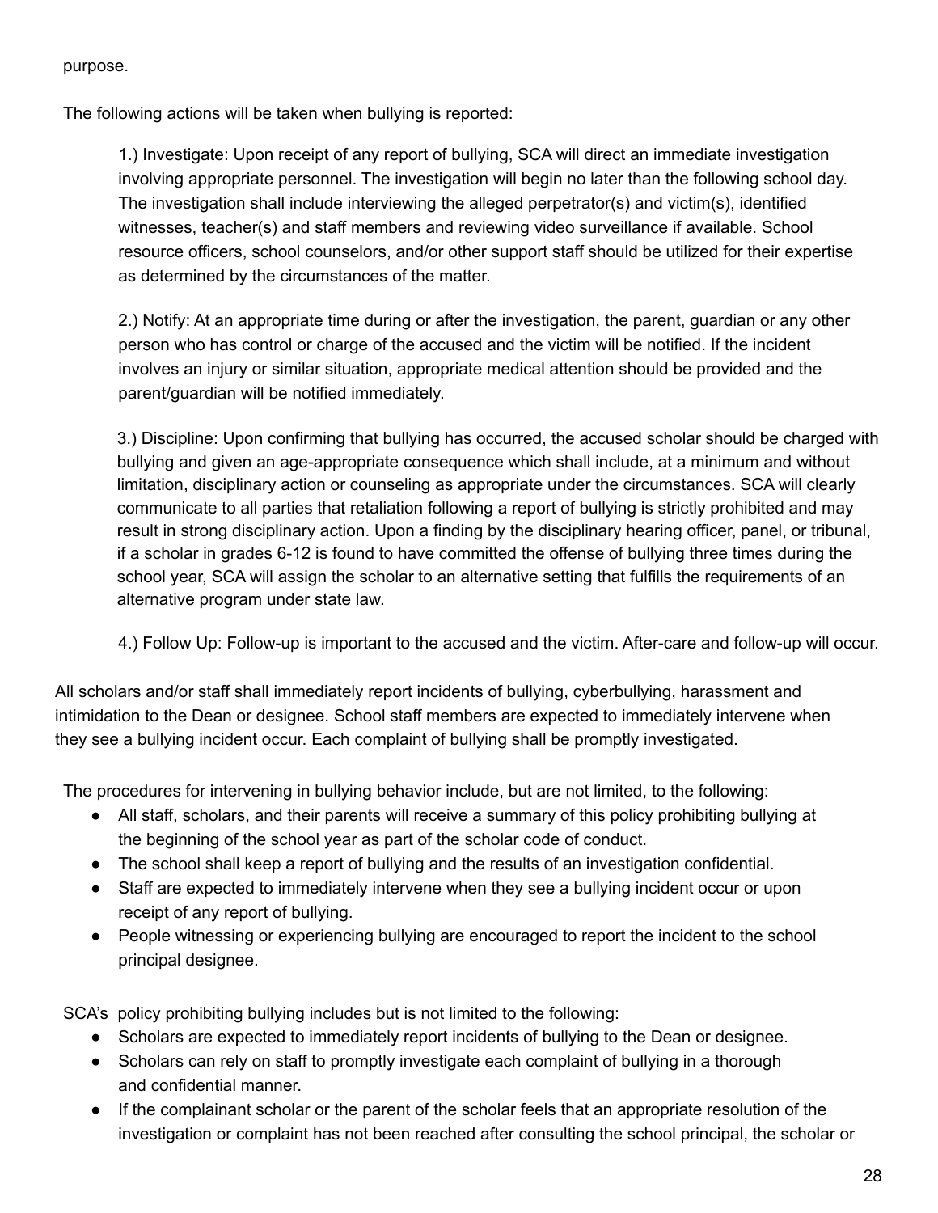purpose.

The following actions will be taken when bullying is reported:

1.) Investigate: Upon receipt of any report of bullying, SCA will direct an immediate investigation involving appropriate personnel. The investigation will begin no later than the following school day. The investigation shall include interviewing the alleged perpetrator(s) and victim(s), identified witnesses, teacher(s) and staff members and reviewing video surveillance if available. School resource officers, school counselors, and/or other support staff should be utilized for their expertise as determined by the circumstances of the matter.

2.) Notify: At an appropriate time during or after the investigation, the parent, guardian or any other person who has control or charge of the accused and the victim will be notified. If the incident involves an injury or similar situation, appropriate medical attention should be provided and the parent/guardian will be notified immediately.

3.) Discipline: Upon confirming that bullying has occurred, the accused scholar should be charged with bullying and given an age-appropriate consequence which shall include, at a minimum and without limitation, disciplinary action or counseling as appropriate under the circumstances. SCA will clearly communicate to all parties that retaliation following a report of bullying is strictly prohibited and may result in strong disciplinary action. Upon a finding by the disciplinary hearing officer, panel, or tribunal, if a scholar in grades 6-12 is found to have committed the offense of bullying three times during the school year, SCA will assign the scholar to an alternative setting that fulfills the requirements of an alternative program under state law.

4.) Follow Up: Follow-up is important to the accused and the victim. After-care and follow-up will occur.

All scholars and/or staff shall immediately report incidents of bullying, cyberbullying, harassment and intimidation to the Dean or designee. School staff members are expected to immediately intervene when they see a bullying incident occur. Each complaint of bullying shall be promptly investigated.

The procedures for intervening in bullying behavior include, but are not limited, to the following:

- All staff, scholars, and their parents will receive a summary of this policy prohibiting bullying at the beginning of the school year as part of the scholar code of conduct.
- The school shall keep a report of bullying and the results of an investigation confidential.
- Staff are expected to immediately intervene when they see a bullying incident occur or upon receipt of any report of bullying.
- People witnessing or experiencing bullying are encouraged to report the incident to the school principal designee.

SCA's policy prohibiting bullying includes but is not limited to the following:

- Scholars are expected to immediately report incidents of bullying to the Dean or designee.
- Scholars can rely on staff to promptly investigate each complaint of bullying in a thorough and confidential manner.
- If the complainant scholar or the parent of the scholar feels that an appropriate resolution of the investigation or complaint has not been reached after consulting the school principal, the scholar or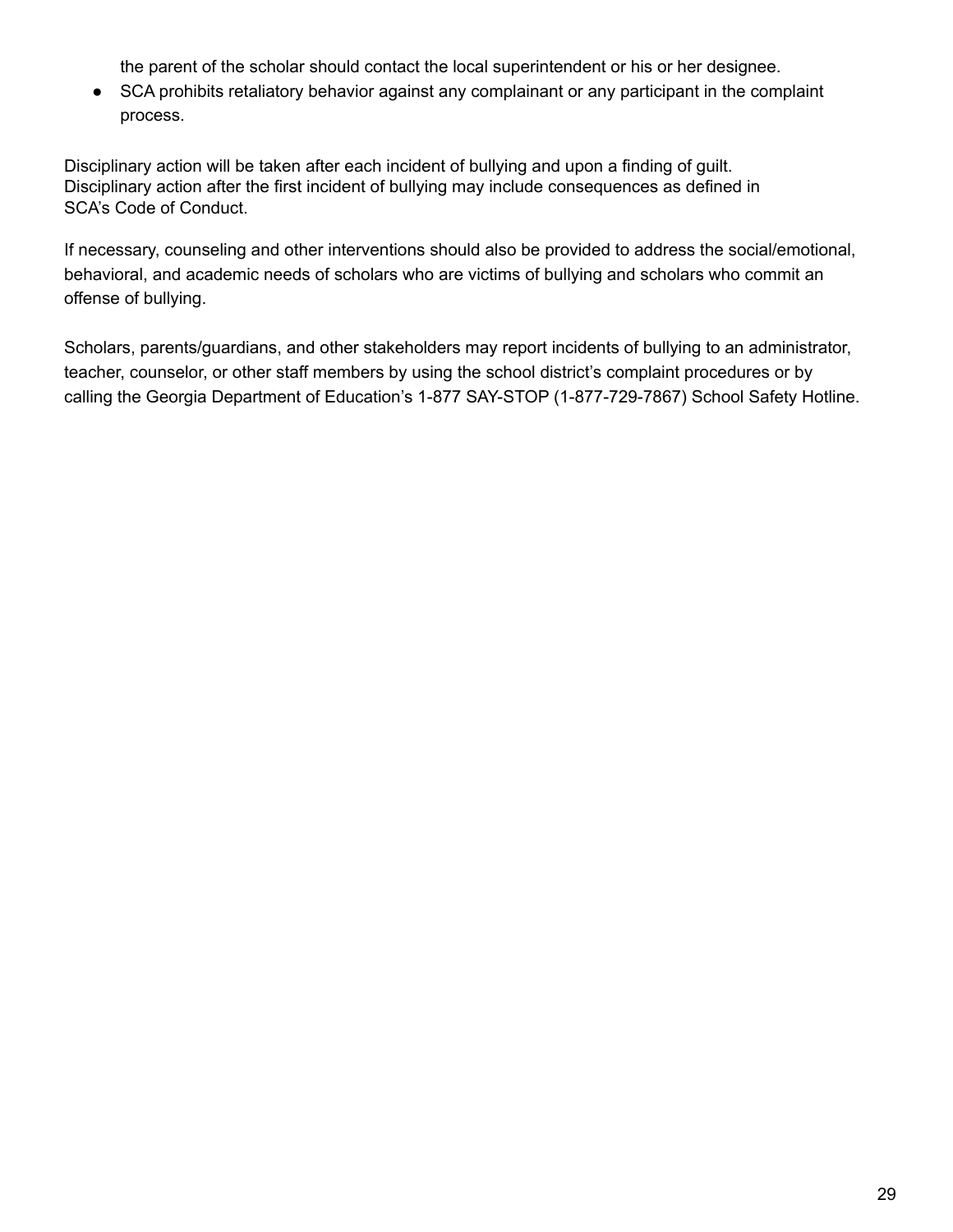the parent of the scholar should contact the local superintendent or his or her designee.

- SCA prohibits retaliatory behavior against any complainant or any participant in the complaint process.

Disciplinary action will be taken after each incident of bullying and upon a finding of guilt. Disciplinary action after the first incident of bullying may include consequences as defined in SCA's Code of Conduct.

If necessary, counseling and other interventions should also be provided to address the social/emotional, behavioral, and academic needs of scholars who are victims of bullying and scholars who commit an offense of bullying.

Scholars, parents/guardians, and other stakeholders may report incidents of bullying to an administrator, teacher, counselor, or other staff members by using the school district's complaint procedures or by calling the Georgia Department of Education's 1-877 SAY-STOP (1-877-729-7867) School Safety Hotline.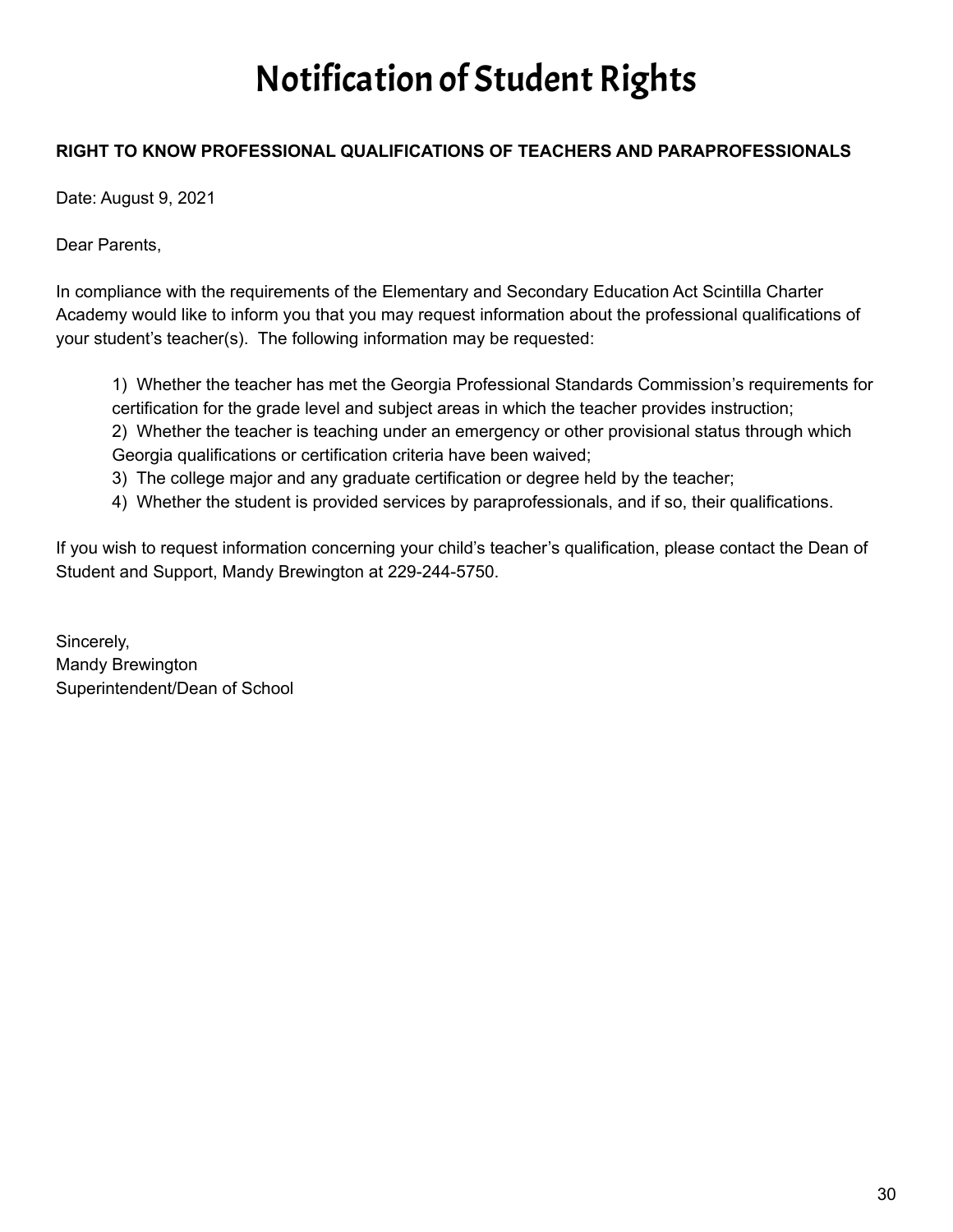# Notification of Student Rights

**RIGHT TO KNOW PROFESSIONAL QUALIFICATIONS OF TEACHERS AND PARAPROFESSIONALS**

Date: August 9, 2021

Dear Parents,

In compliance with the requirements of the Elementary and Secondary Education Act Scintilla Charter Academy would like to inform you that you may request information about the professional qualifications of your student's teacher(s). The following information may be requested:

1) Whether the teacher has met the Georgia Professional Standards Commission's requirements for certification for the grade level and subject areas in which the teacher provides instruction;
2) Whether the teacher is teaching under an emergency or other provisional status through which Georgia qualifications or certification criteria have been waived;
3) The college major and any graduate certification or degree held by the teacher;
4) Whether the student is provided services by paraprofessionals, and if so, their qualifications.

If you wish to request information concerning your child's teacher's qualification, please contact the Dean of Student and Support, Mandy Brewington at 229-244-5750.

Sincerely,
Mandy Brewington
Superintendent/Dean of School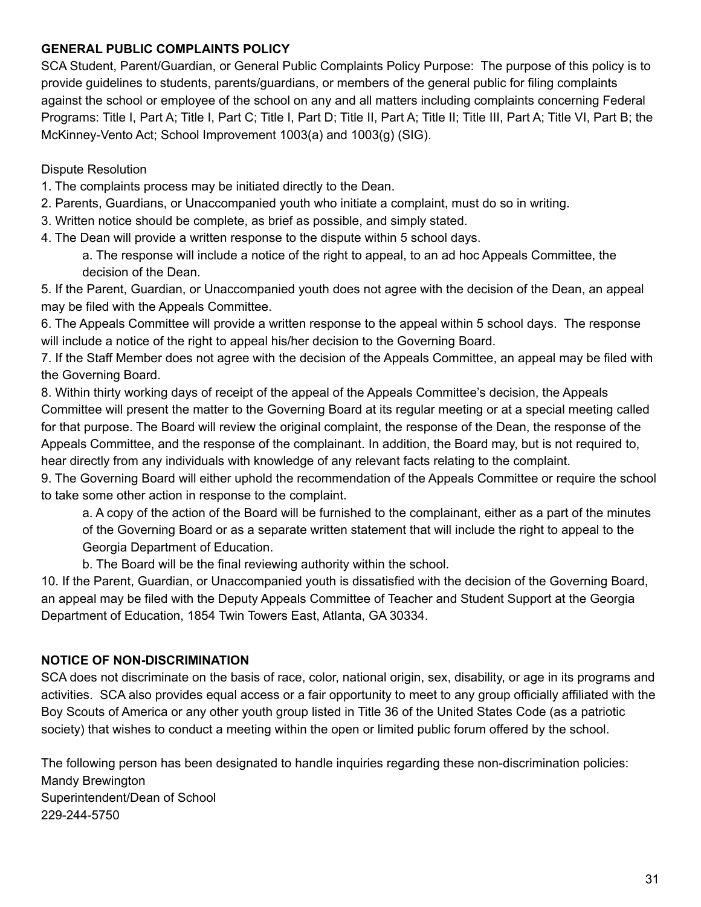**GENERAL PUBLIC COMPLAINTS POLICY**

SCA Student, Parent/Guardian, or General Public Complaints Policy Purpose: The purpose of this policy is to provide guidelines to students, parents/guardians, or members of the general public for filing complaints against the school or employee of the school on any and all matters including complaints concerning Federal Programs: Title I, Part A; Title I, Part C; Title I, Part D; Title II, Part A; Title II; Title III, Part A; Title VI, Part B; the McKinney-Vento Act; School Improvement 1003(a) and 1003(g) (SIG).

Dispute Resolution

1. The complaints process may be initiated directly to the Dean.
2. Parents, Guardians, or Unaccompanied youth who initiate a complaint, must do so in writing.
3. Written notice should be complete, as brief as possible, and simply stated.
4. The Dean will provide a written response to the dispute within 5 school days.
    a. The response will include a notice of the right to appeal, to an ad hoc Appeals Committee, the decision of the Dean.
5. If the Parent, Guardian, or Unaccompanied youth does not agree with the decision of the Dean, an appeal may be filed with the Appeals Committee.
6. The Appeals Committee will provide a written response to the appeal within 5 school days. The response will include a notice of the right to appeal his/her decision to the Governing Board.
7. If the Staff Member does not agree with the decision of the Appeals Committee, an appeal may be filed with the Governing Board.
8. Within thirty working days of receipt of the appeal of the Appeals Committee's decision, the Appeals Committee will present the matter to the Governing Board at its regular meeting or at a special meeting called for that purpose. The Board will review the original complaint, the response of the Dean, the response of the Appeals Committee, and the response of the complainant. In addition, the Board may, but is not required to, hear directly from any individuals with knowledge of any relevant facts relating to the complaint.
9. The Governing Board will either uphold the recommendation of the Appeals Committee or require the school to take some other action in response to the complaint.
    a. A copy of the action of the Board will be furnished to the complainant, either as a part of the minutes of the Governing Board or as a separate written statement that will include the right to appeal to the Georgia Department of Education.
    b. The Board will be the final reviewing authority within the school.
10. If the Parent, Guardian, or Unaccompanied youth is dissatisfied with the decision of the Governing Board, an appeal may be filed with the Deputy Appeals Committee of Teacher and Student Support at the Georgia Department of Education, 1854 Twin Towers East, Atlanta, GA 30334.

**NOTICE OF NON-DISCRIMINATION**

SCA does not discriminate on the basis of race, color, national origin, sex, disability, or age in its programs and activities. SCA also provides equal access or a fair opportunity to meet to any group officially affiliated with the Boy Scouts of America or any other youth group listed in Title 36 of the United States Code (as a patriotic society) that wishes to conduct a meeting within the open or limited public forum offered by the school.

The following person has been designated to handle inquiries regarding these non-discrimination policies:
Mandy Brewington
Superintendent/Dean of School
229-244-5750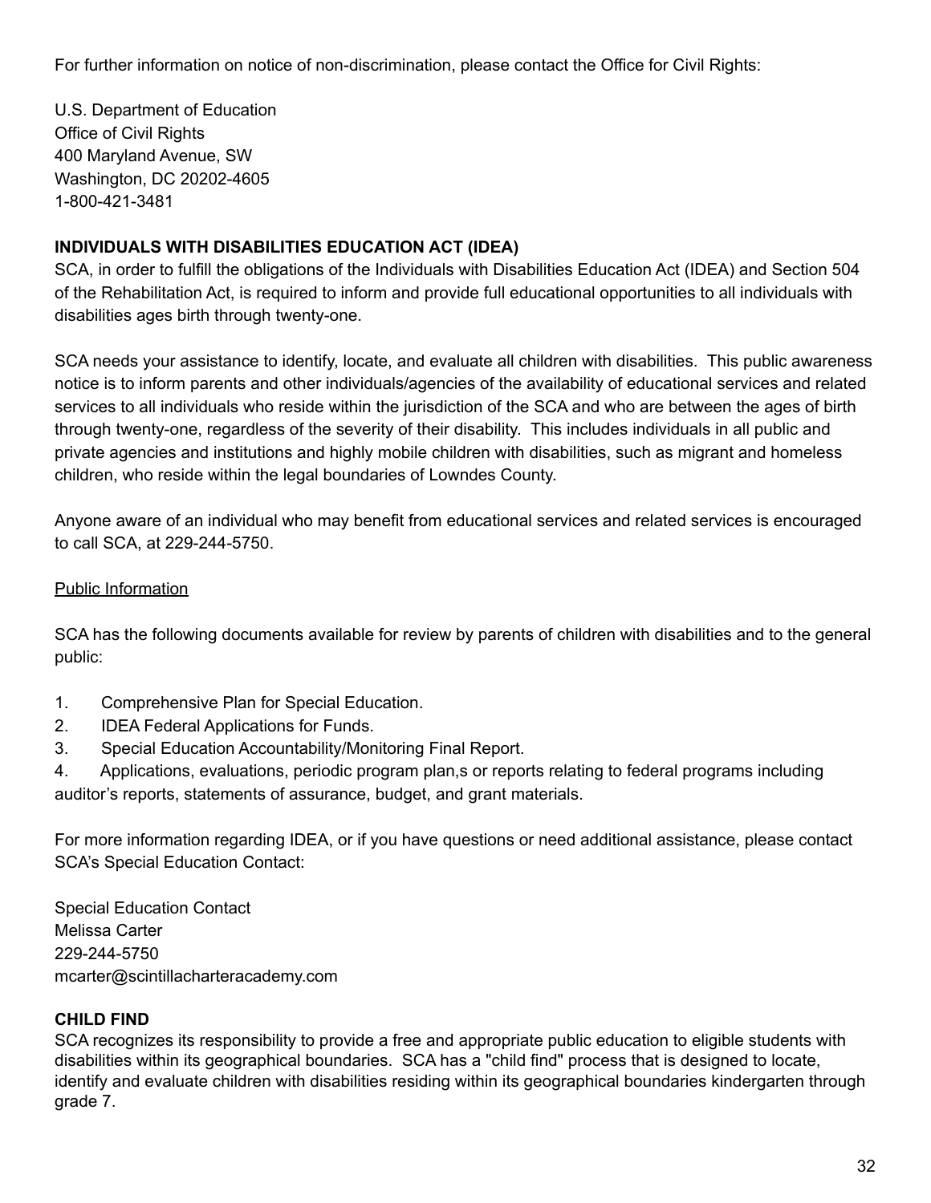For further information on notice of non-discrimination, please contact the Office for Civil Rights:

U.S. Department of Education
Office of Civil Rights
400 Maryland Avenue, SW
Washington, DC 20202-4605
1-800-421-3481

**INDIVIDUALS WITH DISABILITIES EDUCATION ACT (IDEA)**

SCA, in order to fulfill the obligations of the Individuals with Disabilities Education Act (IDEA) and Section 504 of the Rehabilitation Act, is required to inform and provide full educational opportunities to all individuals with disabilities ages birth through twenty-one.

SCA needs your assistance to identify, locate, and evaluate all children with disabilities. This public awareness notice is to inform parents and other individuals/agencies of the availability of educational services and related services to all individuals who reside within the jurisdiction of the SCA and who are between the ages of birth through twenty-one, regardless of the severity of their disability. This includes individuals in all public and private agencies and institutions and highly mobile children with disabilities, such as migrant and homeless children, who reside within the legal boundaries of Lowndes County.

Anyone aware of an individual who may benefit from educational services and related services is encouraged to call SCA, at 229-244-5750.

Public Information

SCA has the following documents available for review by parents of children with disabilities and to the general public:

1. Comprehensive Plan for Special Education.
2. IDEA Federal Applications for Funds.
3. Special Education Accountability/Monitoring Final Report.
4. Applications, evaluations, periodic program plan,s or reports relating to federal programs including auditor's reports, statements of assurance, budget, and grant materials.

For more information regarding IDEA, or if you have questions or need additional assistance, please contact SCA's Special Education Contact:

Special Education Contact
Melissa Carter
229-244-5750
mcarter@scintillacharteracademy.com

**CHILD FIND**

SCA recognizes its responsibility to provide a free and appropriate public education to eligible students with disabilities within its geographical boundaries. SCA has a "child find" process that is designed to locate, identify and evaluate children with disabilities residing within its geographical boundaries kindergarten through grade 7.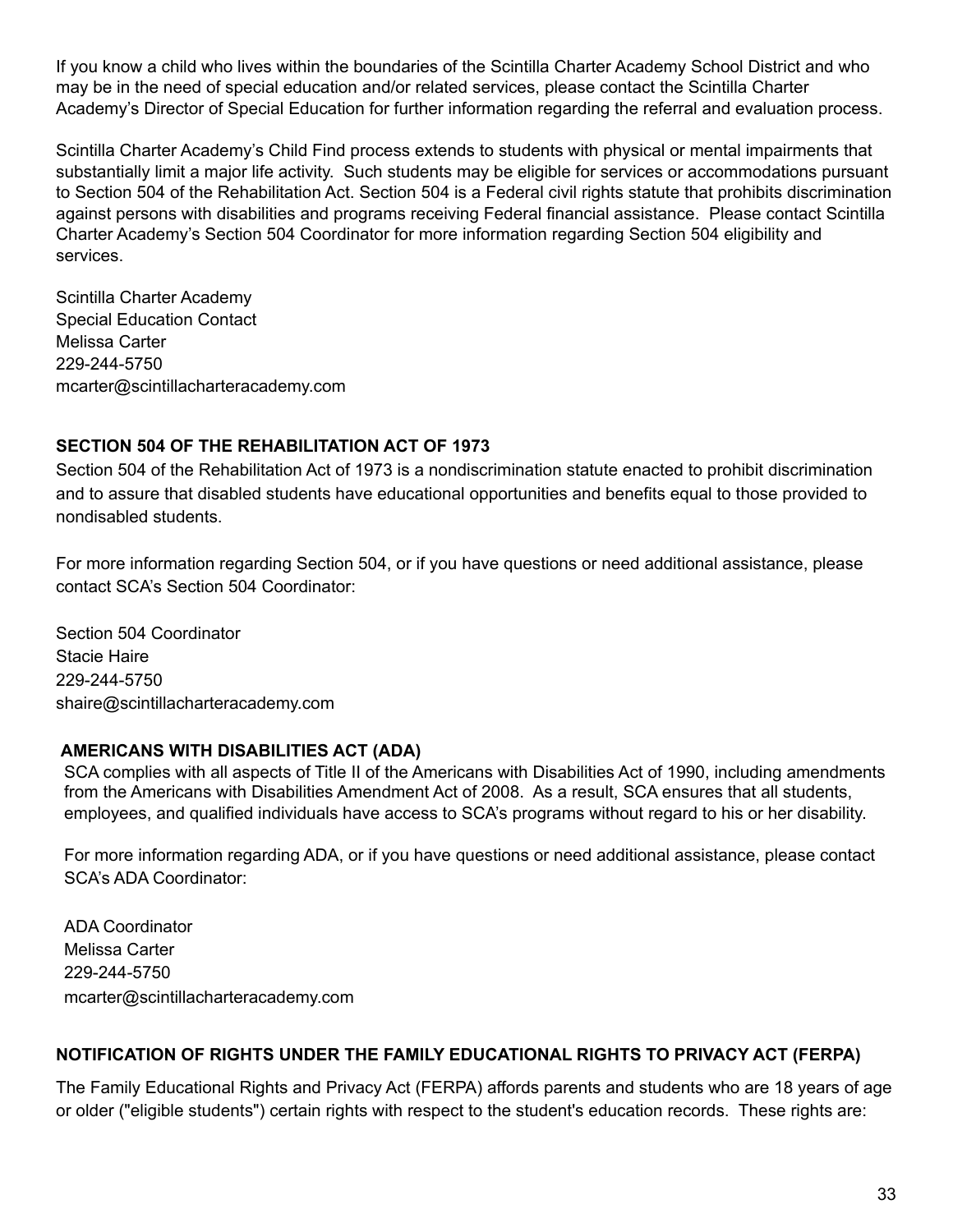If you know a child who lives within the boundaries of the Scintilla Charter Academy School District and who may be in the need of special education and/or related services, please contact the Scintilla Charter Academy's Director of Special Education for further information regarding the referral and evaluation process.

Scintilla Charter Academy's Child Find process extends to students with physical or mental impairments that substantially limit a major life activity. Such students may be eligible for services or accommodations pursuant to Section 504 of the Rehabilitation Act. Section 504 is a Federal civil rights statute that prohibits discrimination against persons with disabilities and programs receiving Federal financial assistance. Please contact Scintilla Charter Academy's Section 504 Coordinator for more information regarding Section 504 eligibility and services.

Scintilla Charter Academy
Special Education Contact
Melissa Carter
229-244-5750
mcarter@scintillacharteracademy.com

**SECTION 504 OF THE REHABILITATION ACT OF 1973**

Section 504 of the Rehabilitation Act of 1973 is a nondiscrimination statute enacted to prohibit discrimination and to assure that disabled students have educational opportunities and benefits equal to those provided to nondisabled students.

For more information regarding Section 504, or if you have questions or need additional assistance, please contact SCA's Section 504 Coordinator:

Section 504 Coordinator
Stacie Haire
229-244-5750
shaire@scintillacharteracademy.com

**AMERICANS WITH DISABILITIES ACT (ADA)**

SCA complies with all aspects of Title II of the Americans with Disabilities Act of 1990, including amendments from the Americans with Disabilities Amendment Act of 2008. As a result, SCA ensures that all students, employees, and qualified individuals have access to SCA's programs without regard to his or her disability.

For more information regarding ADA, or if you have questions or need additional assistance, please contact SCA's ADA Coordinator:

ADA Coordinator
Melissa Carter
229-244-5750
mcarter@scintillacharteracademy.com

**NOTIFICATION OF RIGHTS UNDER THE FAMILY EDUCATIONAL RIGHTS TO PRIVACY ACT (FERPA)**

The Family Educational Rights and Privacy Act (FERPA) affords parents and students who are 18 years of age or older ("eligible students") certain rights with respect to the student's education records. These rights are: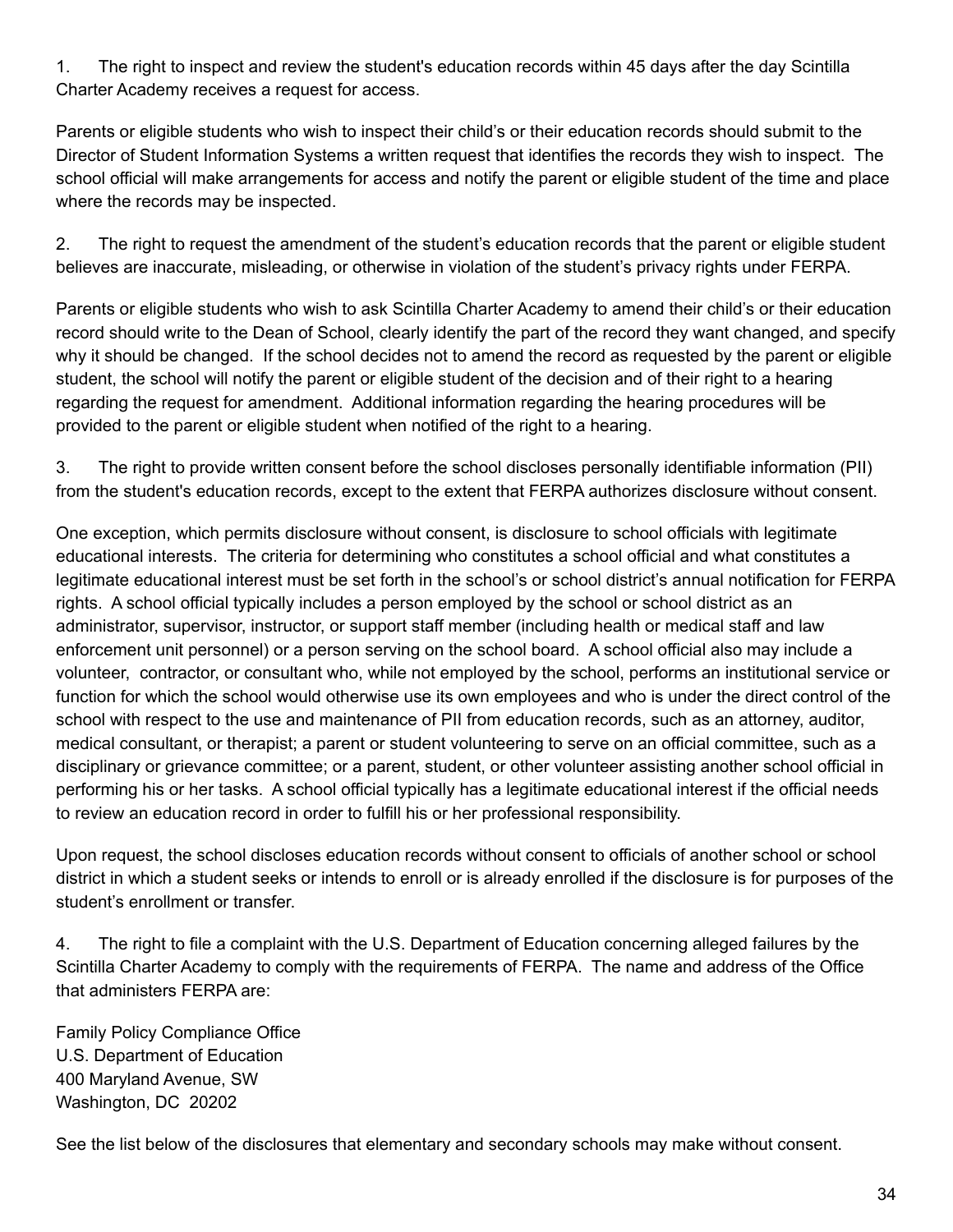1. The right to inspect and review the student's education records within 45 days after the day Scintilla Charter Academy receives a request for access.

Parents or eligible students who wish to inspect their child's or their education records should submit to the Director of Student Information Systems a written request that identifies the records they wish to inspect. The school official will make arrangements for access and notify the parent or eligible student of the time and place where the records may be inspected.

2. The right to request the amendment of the student's education records that the parent or eligible student believes are inaccurate, misleading, or otherwise in violation of the student's privacy rights under FERPA.

Parents or eligible students who wish to ask Scintilla Charter Academy to amend their child's or their education record should write to the Dean of School, clearly identify the part of the record they want changed, and specify why it should be changed. If the school decides not to amend the record as requested by the parent or eligible student, the school will notify the parent or eligible student of the decision and of their right to a hearing regarding the request for amendment. Additional information regarding the hearing procedures will be provided to the parent or eligible student when notified of the right to a hearing.

3. The right to provide written consent before the school discloses personally identifiable information (PII) from the student's education records, except to the extent that FERPA authorizes disclosure without consent.

One exception, which permits disclosure without consent, is disclosure to school officials with legitimate educational interests. The criteria for determining who constitutes a school official and what constitutes a legitimate educational interest must be set forth in the school's or school district's annual notification for FERPA rights. A school official typically includes a person employed by the school or school district as an administrator, supervisor, instructor, or support staff member (including health or medical staff and law enforcement unit personnel) or a person serving on the school board. A school official also may include a volunteer, contractor, or consultant who, while not employed by the school, performs an institutional service or function for which the school would otherwise use its own employees and who is under the direct control of the school with respect to the use and maintenance of PII from education records, such as an attorney, auditor, medical consultant, or therapist; a parent or student volunteering to serve on an official committee, such as a disciplinary or grievance committee; or a parent, student, or other volunteer assisting another school official in performing his or her tasks. A school official typically has a legitimate educational interest if the official needs to review an education record in order to fulfill his or her professional responsibility.

Upon request, the school discloses education records without consent to officials of another school or school district in which a student seeks or intends to enroll or is already enrolled if the disclosure is for purposes of the student's enrollment or transfer.

4. The right to file a complaint with the U.S. Department of Education concerning alleged failures by the Scintilla Charter Academy to comply with the requirements of FERPA. The name and address of the Office that administers FERPA are:

Family Policy Compliance Office
U.S. Department of Education
400 Maryland Avenue, SW
Washington, DC 20202

See the list below of the disclosures that elementary and secondary schools may make without consent.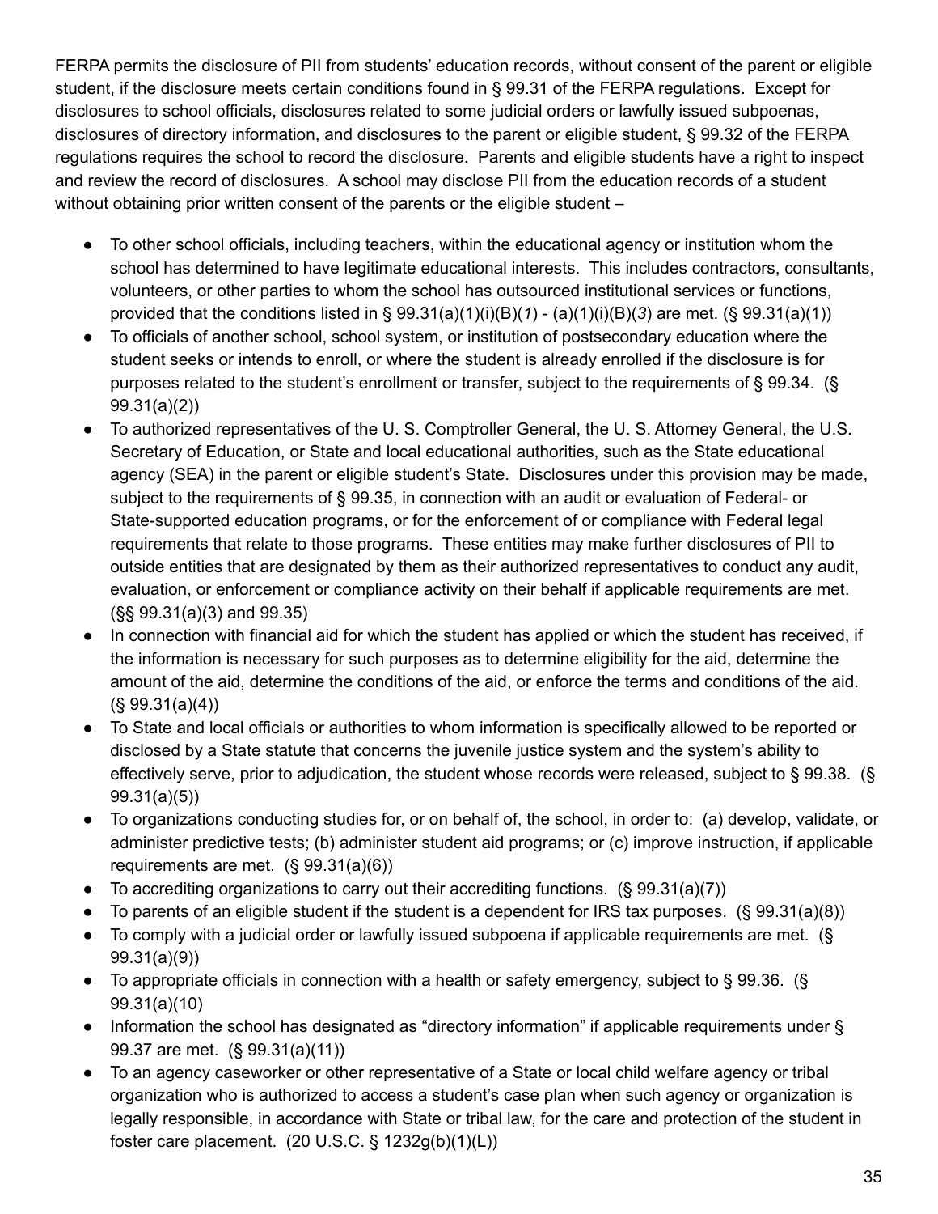FERPA permits the disclosure of PII from students' education records, without consent of the parent or eligible student, if the disclosure meets certain conditions found in § 99.31 of the FERPA regulations. Except for disclosures to school officials, disclosures related to some judicial orders or lawfully issued subpoenas, disclosures of directory information, and disclosures to the parent or eligible student, § 99.32 of the FERPA regulations requires the school to record the disclosure. Parents and eligible students have a right to inspect and review the record of disclosures. A school may disclose PII from the education records of a student without obtaining prior written consent of the parents or the eligible student –

- To other school officials, including teachers, within the educational agency or institution whom the school has determined to have legitimate educational interests. This includes contractors, consultants, volunteers, or other parties to whom the school has outsourced institutional services or functions, provided that the conditions listed in § 99.31(a)(1)(i)(B)(*1*) - (a)(1)(i)(B)(*3*) are met. (§ 99.31(a)(1))
- To officials of another school, school system, or institution of postsecondary education where the student seeks or intends to enroll, or where the student is already enrolled if the disclosure is for purposes related to the student's enrollment or transfer, subject to the requirements of § 99.34. (§ 99.31(a)(2))
- To authorized representatives of the U. S. Comptroller General, the U. S. Attorney General, the U.S. Secretary of Education, or State and local educational authorities, such as the State educational agency (SEA) in the parent or eligible student's State. Disclosures under this provision may be made, subject to the requirements of § 99.35, in connection with an audit or evaluation of Federal- or State-supported education programs, or for the enforcement of or compliance with Federal legal requirements that relate to those programs. These entities may make further disclosures of PII to outside entities that are designated by them as their authorized representatives to conduct any audit, evaluation, or enforcement or compliance activity on their behalf if applicable requirements are met. (§§ 99.31(a)(3) and 99.35)
- In connection with financial aid for which the student has applied or which the student has received, if the information is necessary for such purposes as to determine eligibility for the aid, determine the amount of the aid, determine the conditions of the aid, or enforce the terms and conditions of the aid. (§ 99.31(a)(4))
- To State and local officials or authorities to whom information is specifically allowed to be reported or disclosed by a State statute that concerns the juvenile justice system and the system's ability to effectively serve, prior to adjudication, the student whose records were released, subject to § 99.38. (§ 99.31(a)(5))
- To organizations conducting studies for, or on behalf of, the school, in order to: (a) develop, validate, or administer predictive tests; (b) administer student aid programs; or (c) improve instruction, if applicable requirements are met. (§ 99.31(a)(6))
- To accrediting organizations to carry out their accrediting functions. (§ 99.31(a)(7))
- To parents of an eligible student if the student is a dependent for IRS tax purposes. (§ 99.31(a)(8))
- To comply with a judicial order or lawfully issued subpoena if applicable requirements are met. (§ 99.31(a)(9))
- To appropriate officials in connection with a health or safety emergency, subject to § 99.36. (§ 99.31(a)(10)
- Information the school has designated as "directory information" if applicable requirements under § 99.37 are met. (§ 99.31(a)(11))
- To an agency caseworker or other representative of a State or local child welfare agency or tribal organization who is authorized to access a student's case plan when such agency or organization is legally responsible, in accordance with State or tribal law, for the care and protection of the student in foster care placement. (20 U.S.C. § 1232g(b)(1)(L))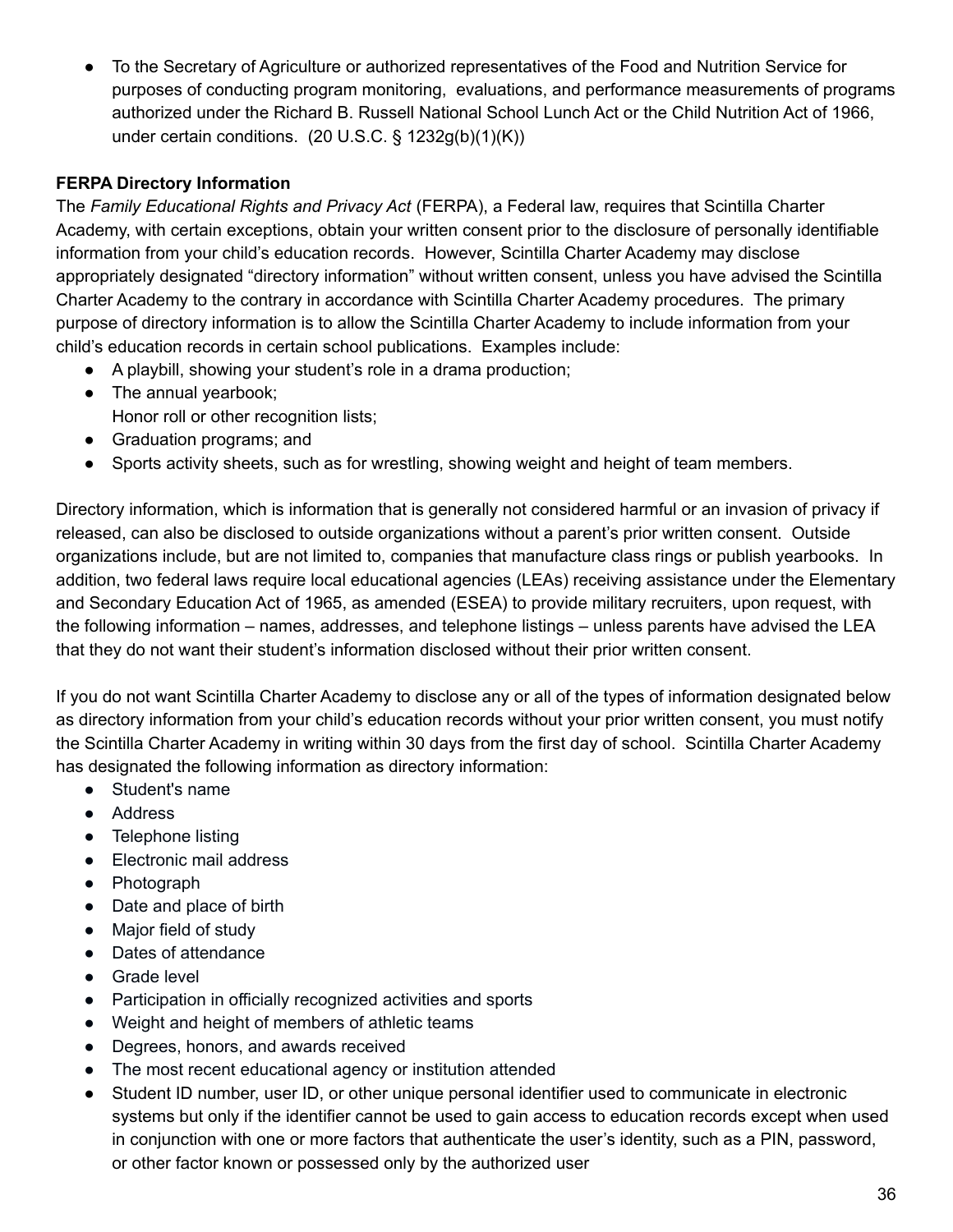- To the Secretary of Agriculture or authorized representatives of the Food and Nutrition Service for purposes of conducting program monitoring, evaluations, and performance measurements of programs authorized under the Richard B. Russell National School Lunch Act or the Child Nutrition Act of 1966, under certain conditions. (20 U.S.C. § 1232g(b)(1)(K))

**FERPA Directory Information**

The *Family Educational Rights and Privacy Act* (FERPA), a Federal law, requires that Scintilla Charter Academy, with certain exceptions, obtain your written consent prior to the disclosure of personally identifiable information from your child's education records. However, Scintilla Charter Academy may disclose appropriately designated "directory information" without written consent, unless you have advised the Scintilla Charter Academy to the contrary in accordance with Scintilla Charter Academy procedures. The primary purpose of directory information is to allow the Scintilla Charter Academy to include information from your child's education records in certain school publications. Examples include:

- A playbill, showing your student's role in a drama production;
- The annual yearbook;
  Honor roll or other recognition lists;
- Graduation programs; and
- Sports activity sheets, such as for wrestling, showing weight and height of team members.

Directory information, which is information that is generally not considered harmful or an invasion of privacy if released, can also be disclosed to outside organizations without a parent's prior written consent. Outside organizations include, but are not limited to, companies that manufacture class rings or publish yearbooks. In addition, two federal laws require local educational agencies (LEAs) receiving assistance under the Elementary and Secondary Education Act of 1965, as amended (ESEA) to provide military recruiters, upon request, with the following information – names, addresses, and telephone listings – unless parents have advised the LEA that they do not want their student's information disclosed without their prior written consent.

If you do not want Scintilla Charter Academy to disclose any or all of the types of information designated below as directory information from your child's education records without your prior written consent, you must notify the Scintilla Charter Academy in writing within 30 days from the first day of school. Scintilla Charter Academy has designated the following information as directory information:

- Student's name
- Address
- Telephone listing
- Electronic mail address
- Photograph
- Date and place of birth
- Major field of study
- Dates of attendance
- Grade level
- Participation in officially recognized activities and sports
- Weight and height of members of athletic teams
- Degrees, honors, and awards received
- The most recent educational agency or institution attended
- Student ID number, user ID, or other unique personal identifier used to communicate in electronic systems but only if the identifier cannot be used to gain access to education records except when used in conjunction with one or more factors that authenticate the user's identity, such as a PIN, password, or other factor known or possessed only by the authorized user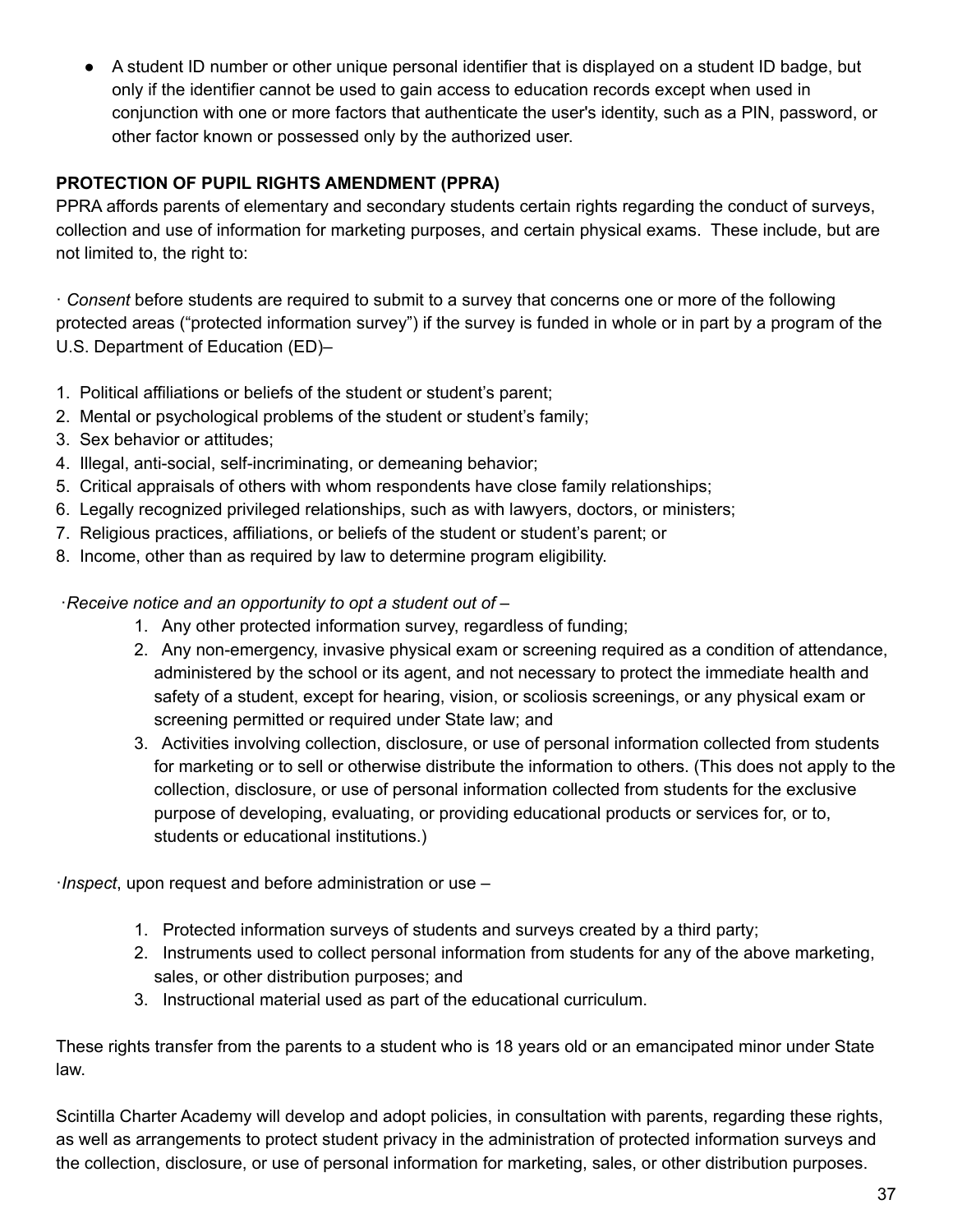- A student ID number or other unique personal identifier that is displayed on a student ID badge, but only if the identifier cannot be used to gain access to education records except when used in conjunction with one or more factors that authenticate the user's identity, such as a PIN, password, or other factor known or possessed only by the authorized user.

**PROTECTION OF PUPIL RIGHTS AMENDMENT (PPRA)**

PPRA affords parents of elementary and secondary students certain rights regarding the conduct of surveys, collection and use of information for marketing purposes, and certain physical exams. These include, but are not limited to, the right to:

· *Consent* before students are required to submit to a survey that concerns one or more of the following protected areas ("protected information survey") if the survey is funded in whole or in part by a program of the U.S. Department of Education (ED)–

1. Political affiliations or beliefs of the student or student's parent;
2. Mental or psychological problems of the student or student's family;
3. Sex behavior or attitudes;
4. Illegal, anti-social, self-incriminating, or demeaning behavior;
5. Critical appraisals of others with whom respondents have close family relationships;
6. Legally recognized privileged relationships, such as with lawyers, doctors, or ministers;
7. Religious practices, affiliations, or beliefs of the student or student's parent; or
8. Income, other than as required by law to determine program eligibility.

·*Receive notice and an opportunity to opt a student out of* –

1. Any other protected information survey, regardless of funding;
2. Any non-emergency, invasive physical exam or screening required as a condition of attendance, administered by the school or its agent, and not necessary to protect the immediate health and safety of a student, except for hearing, vision, or scoliosis screenings, or any physical exam or screening permitted or required under State law; and
3. Activities involving collection, disclosure, or use of personal information collected from students for marketing or to sell or otherwise distribute the information to others. (This does not apply to the collection, disclosure, or use of personal information collected from students for the exclusive purpose of developing, evaluating, or providing educational products or services for, or to, students or educational institutions.)

·*Inspect*, upon request and before administration or use –

1. Protected information surveys of students and surveys created by a third party;
2. Instruments used to collect personal information from students for any of the above marketing, sales, or other distribution purposes; and
3. Instructional material used as part of the educational curriculum.

These rights transfer from the parents to a student who is 18 years old or an emancipated minor under State law.

Scintilla Charter Academy will develop and adopt policies, in consultation with parents, regarding these rights, as well as arrangements to protect student privacy in the administration of protected information surveys and the collection, disclosure, or use of personal information for marketing, sales, or other distribution purposes.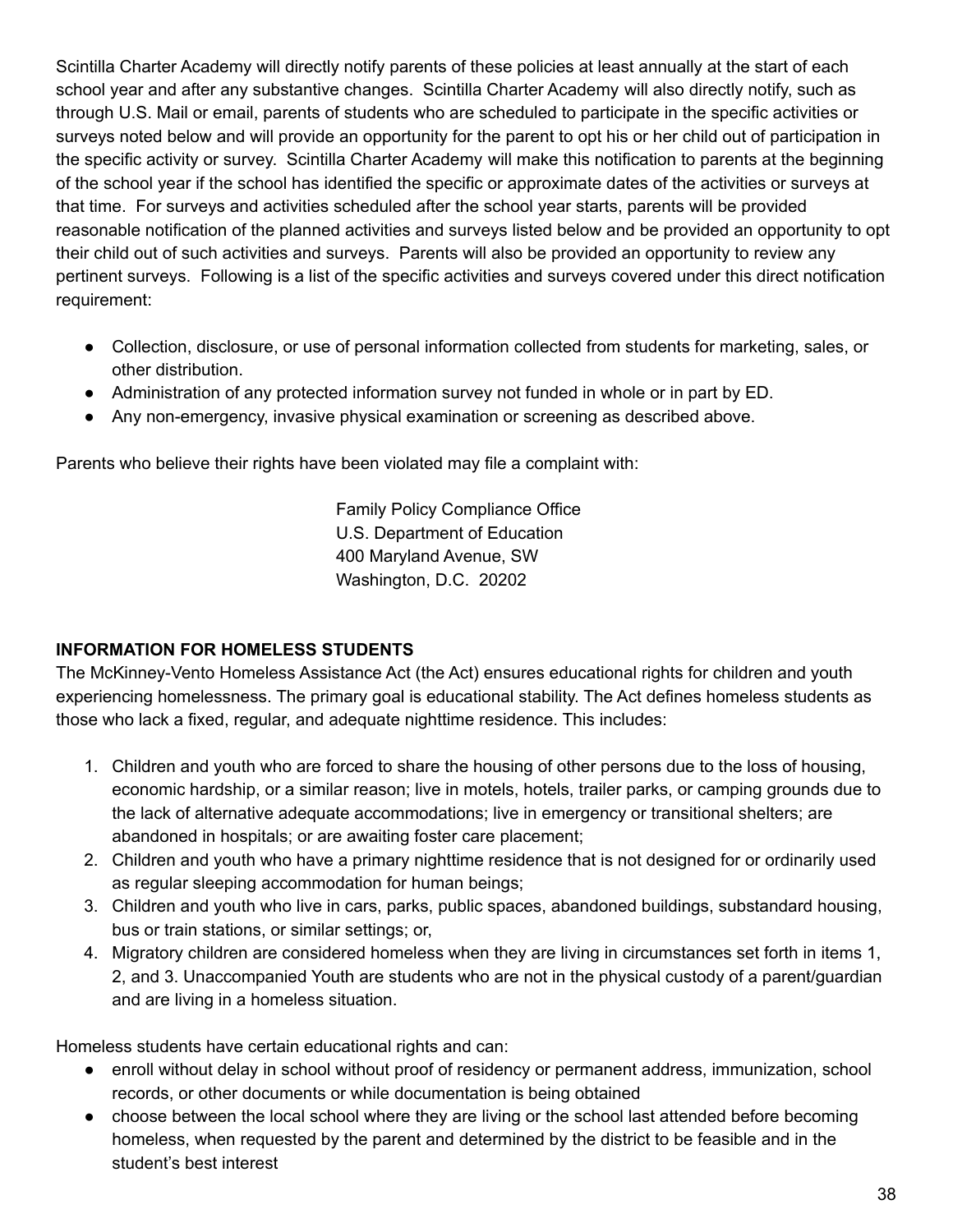Scintilla Charter Academy will directly notify parents of these policies at least annually at the start of each school year and after any substantive changes. Scintilla Charter Academy will also directly notify, such as through U.S. Mail or email, parents of students who are scheduled to participate in the specific activities or surveys noted below and will provide an opportunity for the parent to opt his or her child out of participation in the specific activity or survey. Scintilla Charter Academy will make this notification to parents at the beginning of the school year if the school has identified the specific or approximate dates of the activities or surveys at that time. For surveys and activities scheduled after the school year starts, parents will be provided reasonable notification of the planned activities and surveys listed below and be provided an opportunity to opt their child out of such activities and surveys. Parents will also be provided an opportunity to review any pertinent surveys. Following is a list of the specific activities and surveys covered under this direct notification requirement:

- Collection, disclosure, or use of personal information collected from students for marketing, sales, or other distribution.
- Administration of any protected information survey not funded in whole or in part by ED.
- Any non-emergency, invasive physical examination or screening as described above.

Parents who believe their rights have been violated may file a complaint with:

> Family Policy Compliance Office
> U.S. Department of Education
> 400 Maryland Avenue, SW
> Washington, D.C. 20202

**INFORMATION FOR HOMELESS STUDENTS**

The McKinney-Vento Homeless Assistance Act (the Act) ensures educational rights for children and youth experiencing homelessness. The primary goal is educational stability. The Act defines homeless students as those who lack a fixed, regular, and adequate nighttime residence. This includes:

1. Children and youth who are forced to share the housing of other persons due to the loss of housing, economic hardship, or a similar reason; live in motels, hotels, trailer parks, or camping grounds due to the lack of alternative adequate accommodations; live in emergency or transitional shelters; are abandoned in hospitals; or are awaiting foster care placement;
2. Children and youth who have a primary nighttime residence that is not designed for or ordinarily used as regular sleeping accommodation for human beings;
3. Children and youth who live in cars, parks, public spaces, abandoned buildings, substandard housing, bus or train stations, or similar settings; or,
4. Migratory children are considered homeless when they are living in circumstances set forth in items 1, 2, and 3. Unaccompanied Youth are students who are not in the physical custody of a parent/guardian and are living in a homeless situation.

Homeless students have certain educational rights and can:

- enroll without delay in school without proof of residency or permanent address, immunization, school records, or other documents or while documentation is being obtained
- choose between the local school where they are living or the school last attended before becoming homeless, when requested by the parent and determined by the district to be feasible and in the student's best interest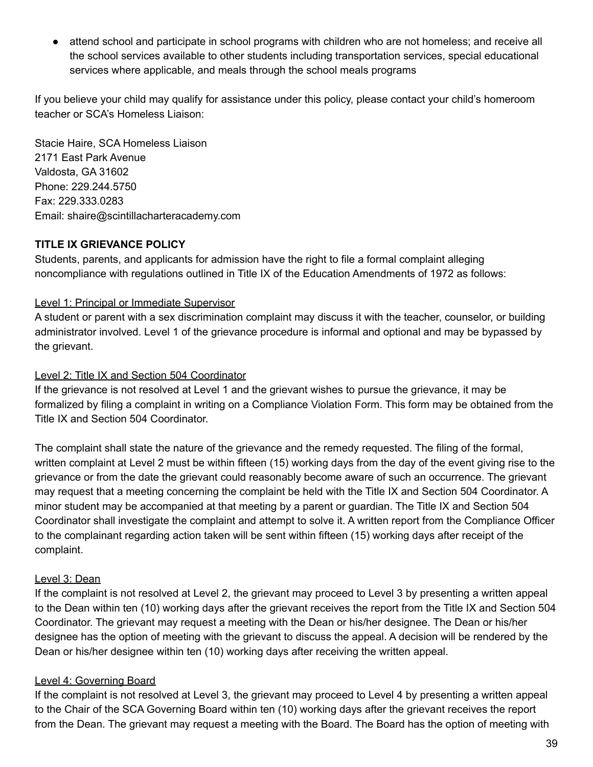- attend school and participate in school programs with children who are not homeless; and receive all the school services available to other students including transportation services, special educational services where applicable, and meals through the school meals programs

If you believe your child may qualify for assistance under this policy, please contact your child's homeroom teacher or SCA's Homeless Liaison:

Stacie Haire, SCA Homeless Liaison
2171 East Park Avenue
Valdosta, GA 31602
Phone: 229.244.5750
Fax: 229.333.0283
Email: shaire@scintillacharteracademy.com

**TITLE IX GRIEVANCE POLICY**

Students, parents, and applicants for admission have the right to file a formal complaint alleging noncompliance with regulations outlined in Title IX of the Education Amendments of 1972 as follows:

<u>Level 1: Principal or Immediate Supervisor</u>

A student or parent with a sex discrimination complaint may discuss it with the teacher, counselor, or building administrator involved. Level 1 of the grievance procedure is informal and optional and may be bypassed by the grievant.

<u>Level 2: Title IX and Section 504 Coordinator</u>

If the grievance is not resolved at Level 1 and the grievant wishes to pursue the grievance, it may be formalized by filing a complaint in writing on a Compliance Violation Form. This form may be obtained from the Title IX and Section 504 Coordinator.

The complaint shall state the nature of the grievance and the remedy requested. The filing of the formal, written complaint at Level 2 must be within fifteen (15) working days from the day of the event giving rise to the grievance or from the date the grievant could reasonably become aware of such an occurrence. The grievant may request that a meeting concerning the complaint be held with the Title IX and Section 504 Coordinator. A minor student may be accompanied at that meeting by a parent or guardian. The Title IX and Section 504 Coordinator shall investigate the complaint and attempt to solve it. A written report from the Compliance Officer to the complainant regarding action taken will be sent within fifteen (15) working days after receipt of the complaint.

<u>Level 3: Dean</u>

If the complaint is not resolved at Level 2, the grievant may proceed to Level 3 by presenting a written appeal to the Dean within ten (10) working days after the grievant receives the report from the Title IX and Section 504 Coordinator. The grievant may request a meeting with the Dean or his/her designee. The Dean or his/her designee has the option of meeting with the grievant to discuss the appeal. A decision will be rendered by the Dean or his/her designee within ten (10) working days after receiving the written appeal.

<u>Level 4: Governing Board</u>

If the complaint is not resolved at Level 3, the grievant may proceed to Level 4 by presenting a written appeal to the Chair of the SCA Governing Board within ten (10) working days after the grievant receives the report from the Dean. The grievant may request a meeting with the Board. The Board has the option of meeting with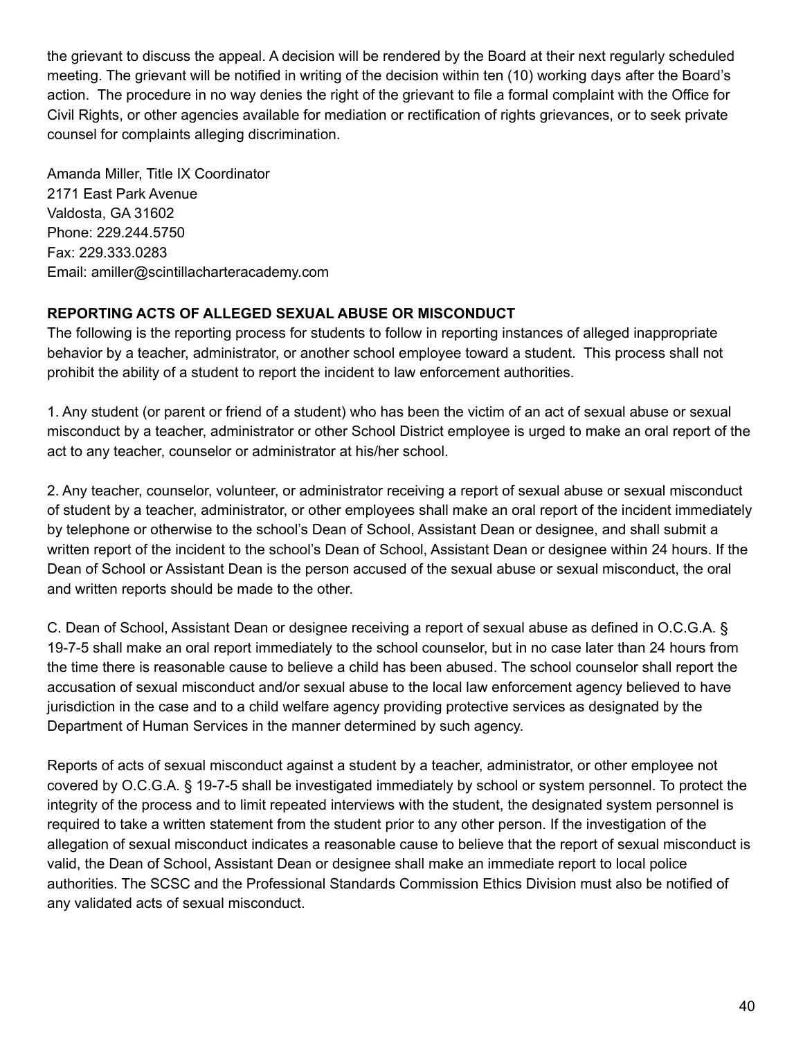the grievant to discuss the appeal. A decision will be rendered by the Board at their next regularly scheduled meeting. The grievant will be notified in writing of the decision within ten (10) working days after the Board's action. The procedure in no way denies the right of the grievant to file a formal complaint with the Office for Civil Rights, or other agencies available for mediation or rectification of rights grievances, or to seek private counsel for complaints alleging discrimination.

Amanda Miller, Title IX Coordinator
2171 East Park Avenue
Valdosta, GA 31602
Phone: 229.244.5750
Fax: 229.333.0283
Email: amiller@scintillacharteracademy.com

**REPORTING ACTS OF ALLEGED SEXUAL ABUSE OR MISCONDUCT**
The following is the reporting process for students to follow in reporting instances of alleged inappropriate behavior by a teacher, administrator, or another school employee toward a student. This process shall not prohibit the ability of a student to report the incident to law enforcement authorities.

1. Any student (or parent or friend of a student) who has been the victim of an act of sexual abuse or sexual misconduct by a teacher, administrator or other School District employee is urged to make an oral report of the act to any teacher, counselor or administrator at his/her school.

2. Any teacher, counselor, volunteer, or administrator receiving a report of sexual abuse or sexual misconduct of student by a teacher, administrator, or other employees shall make an oral report of the incident immediately by telephone or otherwise to the school's Dean of School, Assistant Dean or designee, and shall submit a written report of the incident to the school's Dean of School, Assistant Dean or designee within 24 hours. If the Dean of School or Assistant Dean is the person accused of the sexual abuse or sexual misconduct, the oral and written reports should be made to the other.

C. Dean of School, Assistant Dean or designee receiving a report of sexual abuse as defined in O.C.G.A. § 19-7-5 shall make an oral report immediately to the school counselor, but in no case later than 24 hours from the time there is reasonable cause to believe a child has been abused. The school counselor shall report the accusation of sexual misconduct and/or sexual abuse to the local law enforcement agency believed to have jurisdiction in the case and to a child welfare agency providing protective services as designated by the Department of Human Services in the manner determined by such agency.

Reports of acts of sexual misconduct against a student by a teacher, administrator, or other employee not covered by O.C.G.A. § 19-7-5 shall be investigated immediately by school or system personnel. To protect the integrity of the process and to limit repeated interviews with the student, the designated system personnel is required to take a written statement from the student prior to any other person. If the investigation of the allegation of sexual misconduct indicates a reasonable cause to believe that the report of sexual misconduct is valid, the Dean of School, Assistant Dean or designee shall make an immediate report to local police authorities. The SCSC and the Professional Standards Commission Ethics Division must also be notified of any validated acts of sexual misconduct.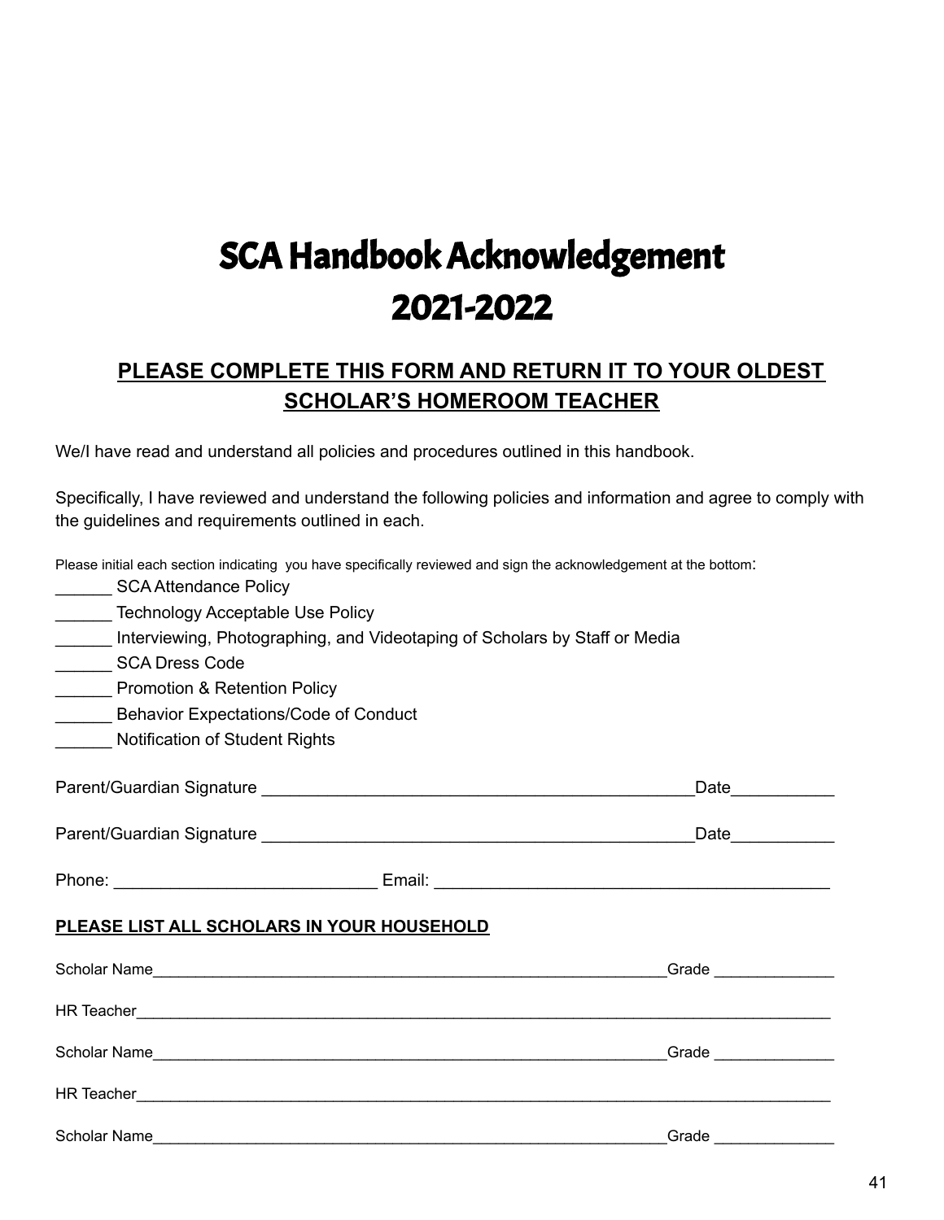# SCA Handbook Acknowledgement
# 2021-2022

**PLEASE COMPLETE THIS FORM AND RETURN IT TO YOUR OLDEST SCHOLAR'S HOMEROOM TEACHER**

We/I have read and understand all policies and procedures outlined in this handbook.

Specifically, I have reviewed and understand the following policies and information and agree to comply with the guidelines and requirements outlined in each.

Please initial each section indicating you have specifically reviewed and sign the acknowledgement at the bottom:

______ SCA Attendance Policy
______ Technology Acceptable Use Policy
______ Interviewing, Photographing, and Videotaping of Scholars by Staff or Media
______ SCA Dress Code
______ Promotion & Retention Policy
______ Behavior Expectations/Code of Conduct
______ Notification of Student Rights

Parent/Guardian Signature _______________________________________________Date___________

Parent/Guardian Signature _______________________________________________Date___________

Phone: ____________________________ Email: __________________________________________

**PLEASE LIST ALL SCHOLARS IN YOUR HOUSEHOLD**

Scholar Name______________________________________________________________Grade ______________

HR Teacher__________________________________________________________________________________

Scholar Name______________________________________________________________Grade ______________

HR Teacher__________________________________________________________________________________

Scholar Name______________________________________________________________Grade ______________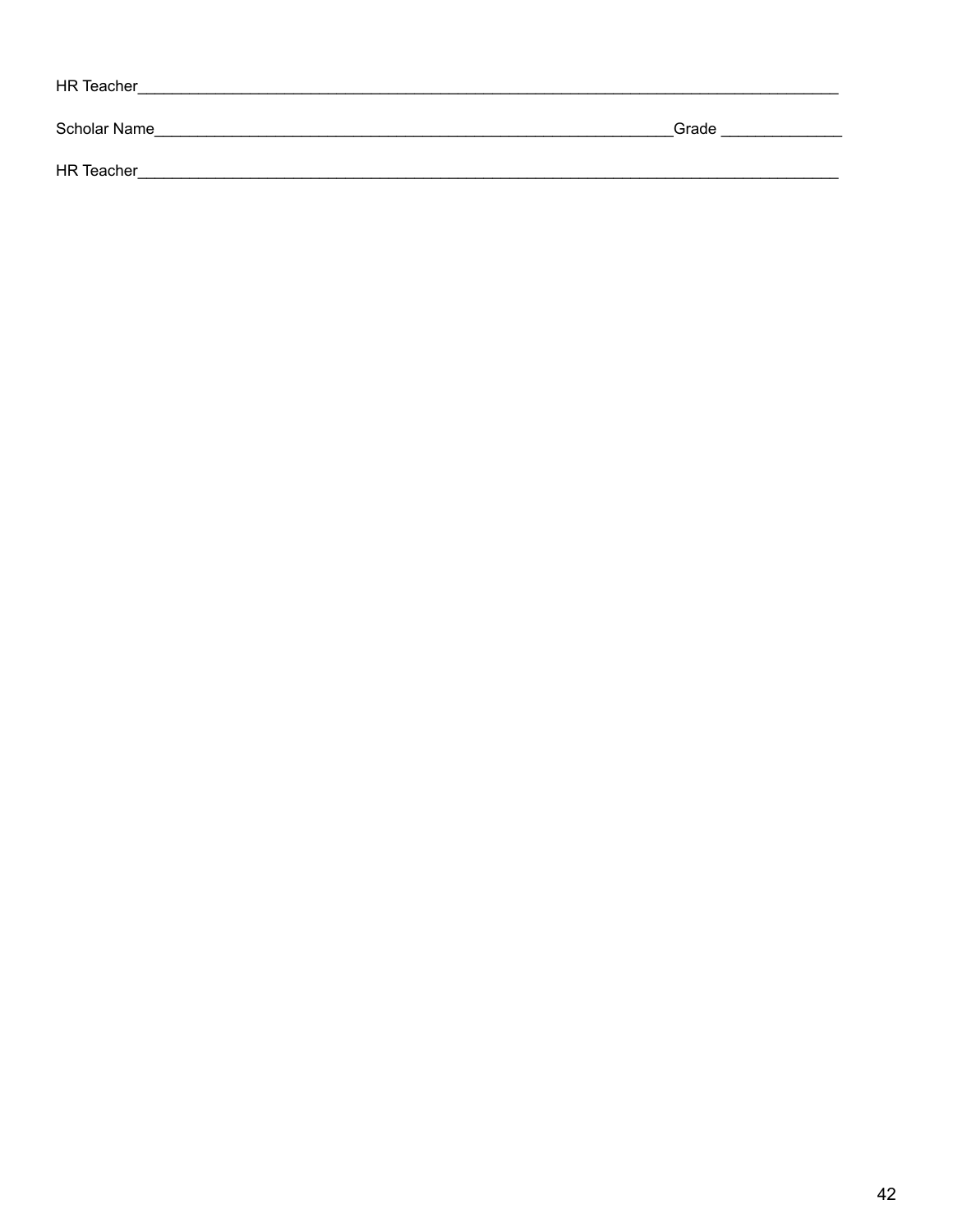HR Teacher_______________________________________________________________________________

Scholar Name__________________________________________________________Grade ______________

HR Teacher_______________________________________________________________________________